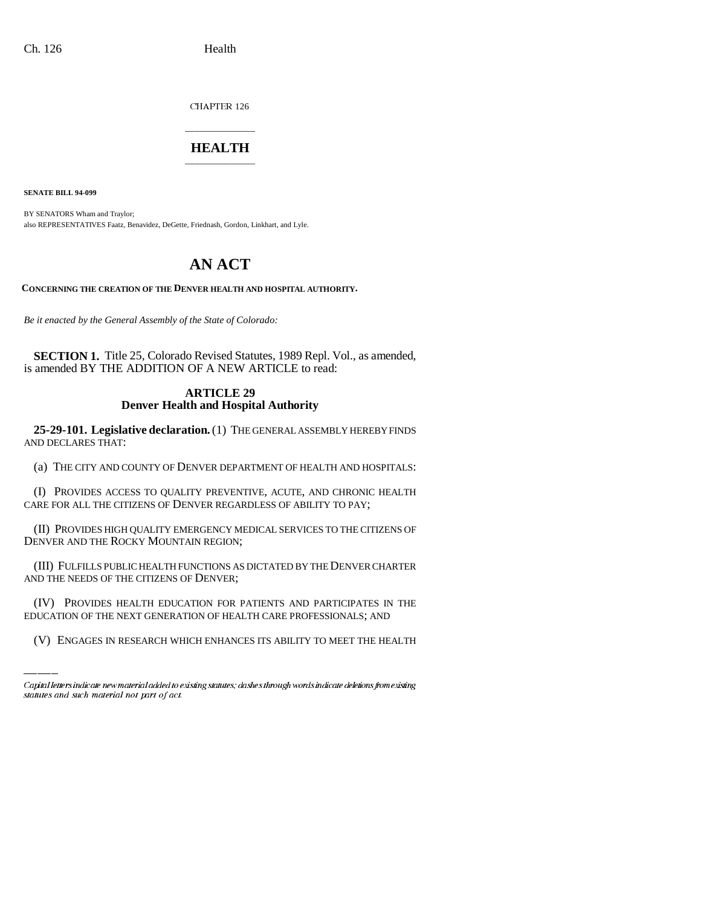CHAPTER 126

# HEALTH

**SENATE BILL 94-099**

BY SENATORS Wham and Traylor;
also REPRESENTATIVES Faatz, Benavidez, DeGette, Friednash, Gordon, Linkhart, and Lyle.

# AN ACT

**CONCERNING THE CREATION OF THE DENVER HEALTH AND HOSPITAL AUTHORITY.**

*Be it enacted by the General Assembly of the State of Colorado:*

**SECTION 1.** Title 25, Colorado Revised Statutes, 1989 Repl. Vol., as amended, is amended BY THE ADDITION OF A NEW ARTICLE to read:

## ARTICLE 29
## Denver Health and Hospital Authority

**25-29-101. Legislative declaration.** (1) THE GENERAL ASSEMBLY HEREBY FINDS AND DECLARES THAT:

(a) THE CITY AND COUNTY OF DENVER DEPARTMENT OF HEALTH AND HOSPITALS:

(I) PROVIDES ACCESS TO QUALITY PREVENTIVE, ACUTE, AND CHRONIC HEALTH CARE FOR ALL THE CITIZENS OF DENVER REGARDLESS OF ABILITY TO PAY;

(II) PROVIDES HIGH QUALITY EMERGENCY MEDICAL SERVICES TO THE CITIZENS OF DENVER AND THE ROCKY MOUNTAIN REGION;

(III) FULFILLS PUBLIC HEALTH FUNCTIONS AS DICTATED BY THE DENVER CHARTER AND THE NEEDS OF THE CITIZENS OF DENVER;

(IV) PROVIDES HEALTH EDUCATION FOR PATIENTS AND PARTICIPATES IN THE EDUCATION OF THE NEXT GENERATION OF HEALTH CARE PROFESSIONALS; AND

(V) ENGAGES IN RESEARCH WHICH ENHANCES ITS ABILITY TO MEET THE HEALTH

Capital letters indicate new material added to existing statutes; dashes through words indicate deletions from existing statutes and such material not part of act.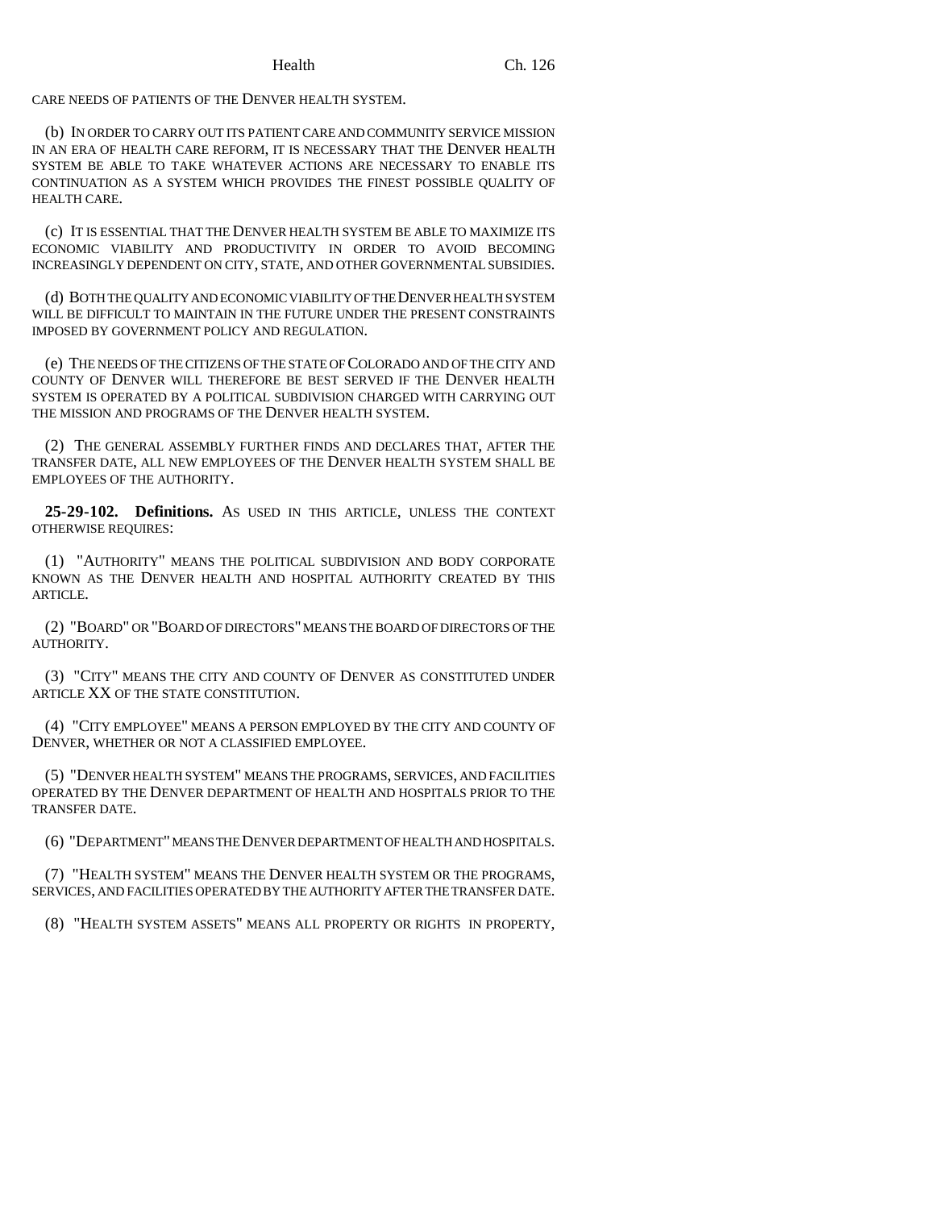CARE NEEDS OF PATIENTS OF THE DENVER HEALTH SYSTEM.

(b) IN ORDER TO CARRY OUT ITS PATIENT CARE AND COMMUNITY SERVICE MISSION IN AN ERA OF HEALTH CARE REFORM, IT IS NECESSARY THAT THE DENVER HEALTH SYSTEM BE ABLE TO TAKE WHATEVER ACTIONS ARE NECESSARY TO ENABLE ITS CONTINUATION AS A SYSTEM WHICH PROVIDES THE FINEST POSSIBLE QUALITY OF HEALTH CARE.

(c) IT IS ESSENTIAL THAT THE DENVER HEALTH SYSTEM BE ABLE TO MAXIMIZE ITS ECONOMIC VIABILITY AND PRODUCTIVITY IN ORDER TO AVOID BECOMING INCREASINGLY DEPENDENT ON CITY, STATE, AND OTHER GOVERNMENTAL SUBSIDIES.

(d) BOTH THE QUALITY AND ECONOMIC VIABILITY OF THE DENVER HEALTH SYSTEM WILL BE DIFFICULT TO MAINTAIN IN THE FUTURE UNDER THE PRESENT CONSTRAINTS IMPOSED BY GOVERNMENT POLICY AND REGULATION.

(e) THE NEEDS OF THE CITIZENS OF THE STATE OF COLORADO AND OF THE CITY AND COUNTY OF DENVER WILL THEREFORE BE BEST SERVED IF THE DENVER HEALTH SYSTEM IS OPERATED BY A POLITICAL SUBDIVISION CHARGED WITH CARRYING OUT THE MISSION AND PROGRAMS OF THE DENVER HEALTH SYSTEM.

(2) THE GENERAL ASSEMBLY FURTHER FINDS AND DECLARES THAT, AFTER THE TRANSFER DATE, ALL NEW EMPLOYEES OF THE DENVER HEALTH SYSTEM SHALL BE EMPLOYEES OF THE AUTHORITY.

**25-29-102. Definitions.** AS USED IN THIS ARTICLE, UNLESS THE CONTEXT OTHERWISE REQUIRES:

(1) "AUTHORITY" MEANS THE POLITICAL SUBDIVISION AND BODY CORPORATE KNOWN AS THE DENVER HEALTH AND HOSPITAL AUTHORITY CREATED BY THIS ARTICLE.

(2) "BOARD" OR "BOARD OF DIRECTORS" MEANS THE BOARD OF DIRECTORS OF THE AUTHORITY.

(3) "CITY" MEANS THE CITY AND COUNTY OF DENVER AS CONSTITUTED UNDER ARTICLE XX OF THE STATE CONSTITUTION.

(4) "CITY EMPLOYEE" MEANS A PERSON EMPLOYED BY THE CITY AND COUNTY OF DENVER, WHETHER OR NOT A CLASSIFIED EMPLOYEE.

(5) "DENVER HEALTH SYSTEM" MEANS THE PROGRAMS, SERVICES, AND FACILITIES OPERATED BY THE DENVER DEPARTMENT OF HEALTH AND HOSPITALS PRIOR TO THE TRANSFER DATE.

(6) "DEPARTMENT" MEANS THE DENVER DEPARTMENT OF HEALTH AND HOSPITALS.

(7) "HEALTH SYSTEM" MEANS THE DENVER HEALTH SYSTEM OR THE PROGRAMS, SERVICES, AND FACILITIES OPERATED BY THE AUTHORITY AFTER THE TRANSFER DATE.

(8) "HEALTH SYSTEM ASSETS" MEANS ALL PROPERTY OR RIGHTS IN PROPERTY,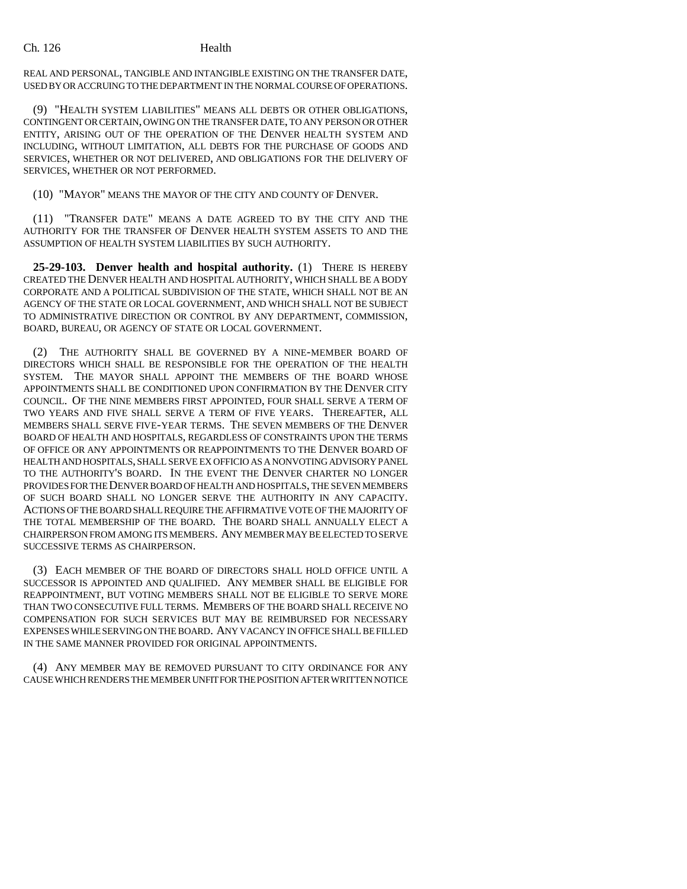REAL AND PERSONAL, TANGIBLE AND INTANGIBLE EXISTING ON THE TRANSFER DATE, USED BY OR ACCRUING TO THE DEPARTMENT IN THE NORMAL COURSE OF OPERATIONS.

(9) "HEALTH SYSTEM LIABILITIES" MEANS ALL DEBTS OR OTHER OBLIGATIONS, CONTINGENT OR CERTAIN, OWING ON THE TRANSFER DATE, TO ANY PERSON OR OTHER ENTITY, ARISING OUT OF THE OPERATION OF THE DENVER HEALTH SYSTEM AND INCLUDING, WITHOUT LIMITATION, ALL DEBTS FOR THE PURCHASE OF GOODS AND SERVICES, WHETHER OR NOT DELIVERED, AND OBLIGATIONS FOR THE DELIVERY OF SERVICES, WHETHER OR NOT PERFORMED.

(10) "MAYOR" MEANS THE MAYOR OF THE CITY AND COUNTY OF DENVER.

(11) "TRANSFER DATE" MEANS A DATE AGREED TO BY THE CITY AND THE AUTHORITY FOR THE TRANSFER OF DENVER HEALTH SYSTEM ASSETS TO AND THE ASSUMPTION OF HEALTH SYSTEM LIABILITIES BY SUCH AUTHORITY.

**25-29-103. Denver health and hospital authority.** (1) THERE IS HEREBY CREATED THE DENVER HEALTH AND HOSPITAL AUTHORITY, WHICH SHALL BE A BODY CORPORATE AND A POLITICAL SUBDIVISION OF THE STATE, WHICH SHALL NOT BE AN AGENCY OF THE STATE OR LOCAL GOVERNMENT, AND WHICH SHALL NOT BE SUBJECT TO ADMINISTRATIVE DIRECTION OR CONTROL BY ANY DEPARTMENT, COMMISSION, BOARD, BUREAU, OR AGENCY OF STATE OR LOCAL GOVERNMENT.

(2) THE AUTHORITY SHALL BE GOVERNED BY A NINE-MEMBER BOARD OF DIRECTORS WHICH SHALL BE RESPONSIBLE FOR THE OPERATION OF THE HEALTH SYSTEM. THE MAYOR SHALL APPOINT THE MEMBERS OF THE BOARD WHOSE APPOINTMENTS SHALL BE CONDITIONED UPON CONFIRMATION BY THE DENVER CITY COUNCIL. OF THE NINE MEMBERS FIRST APPOINTED, FOUR SHALL SERVE A TERM OF TWO YEARS AND FIVE SHALL SERVE A TERM OF FIVE YEARS. THEREAFTER, ALL MEMBERS SHALL SERVE FIVE-YEAR TERMS. THE SEVEN MEMBERS OF THE DENVER BOARD OF HEALTH AND HOSPITALS, REGARDLESS OF CONSTRAINTS UPON THE TERMS OF OFFICE OR ANY APPOINTMENTS OR REAPPOINTMENTS TO THE DENVER BOARD OF HEALTH AND HOSPITALS, SHALL SERVE EX OFFICIO AS A NONVOTING ADVISORY PANEL TO THE AUTHORITY'S BOARD. IN THE EVENT THE DENVER CHARTER NO LONGER PROVIDES FOR THE DENVER BOARD OF HEALTH AND HOSPITALS, THE SEVEN MEMBERS OF SUCH BOARD SHALL NO LONGER SERVE THE AUTHORITY IN ANY CAPACITY. ACTIONS OF THE BOARD SHALL REQUIRE THE AFFIRMATIVE VOTE OF THE MAJORITY OF THE TOTAL MEMBERSHIP OF THE BOARD. THE BOARD SHALL ANNUALLY ELECT A CHAIRPERSON FROM AMONG ITS MEMBERS. ANY MEMBER MAY BE ELECTED TO SERVE SUCCESSIVE TERMS AS CHAIRPERSON.

(3) EACH MEMBER OF THE BOARD OF DIRECTORS SHALL HOLD OFFICE UNTIL A SUCCESSOR IS APPOINTED AND QUALIFIED. ANY MEMBER SHALL BE ELIGIBLE FOR REAPPOINTMENT, BUT VOTING MEMBERS SHALL NOT BE ELIGIBLE TO SERVE MORE THAN TWO CONSECUTIVE FULL TERMS. MEMBERS OF THE BOARD SHALL RECEIVE NO COMPENSATION FOR SUCH SERVICES BUT MAY BE REIMBURSED FOR NECESSARY EXPENSES WHILE SERVING ON THE BOARD. ANY VACANCY IN OFFICE SHALL BE FILLED IN THE SAME MANNER PROVIDED FOR ORIGINAL APPOINTMENTS.

(4) ANY MEMBER MAY BE REMOVED PURSUANT TO CITY ORDINANCE FOR ANY CAUSE WHICH RENDERS THE MEMBER UNFIT FOR THE POSITION AFTER WRITTEN NOTICE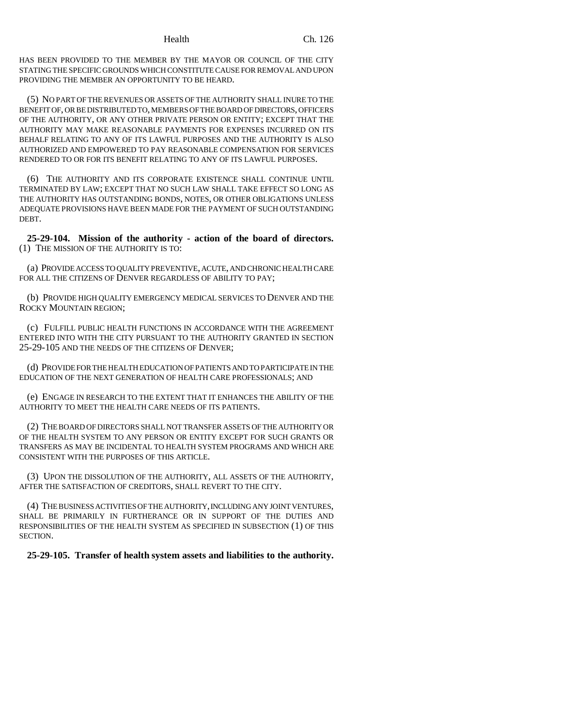HAS BEEN PROVIDED TO THE MEMBER BY THE MAYOR OR COUNCIL OF THE CITY STATING THE SPECIFIC GROUNDS WHICH CONSTITUTE CAUSE FOR REMOVAL AND UPON PROVIDING THE MEMBER AN OPPORTUNITY TO BE HEARD.

(5) NO PART OF THE REVENUES OR ASSETS OF THE AUTHORITY SHALL INURE TO THE BENEFIT OF, OR BE DISTRIBUTED TO, MEMBERS OF THE BOARD OF DIRECTORS, OFFICERS OF THE AUTHORITY, OR ANY OTHER PRIVATE PERSON OR ENTITY; EXCEPT THAT THE AUTHORITY MAY MAKE REASONABLE PAYMENTS FOR EXPENSES INCURRED ON ITS BEHALF RELATING TO ANY OF ITS LAWFUL PURPOSES AND THE AUTHORITY IS ALSO AUTHORIZED AND EMPOWERED TO PAY REASONABLE COMPENSATION FOR SERVICES RENDERED TO OR FOR ITS BENEFIT RELATING TO ANY OF ITS LAWFUL PURPOSES.

(6) THE AUTHORITY AND ITS CORPORATE EXISTENCE SHALL CONTINUE UNTIL TERMINATED BY LAW; EXCEPT THAT NO SUCH LAW SHALL TAKE EFFECT SO LONG AS THE AUTHORITY HAS OUTSTANDING BONDS, NOTES, OR OTHER OBLIGATIONS UNLESS ADEQUATE PROVISIONS HAVE BEEN MADE FOR THE PAYMENT OF SUCH OUTSTANDING DEBT.

**25-29-104. Mission of the authority - action of the board of directors.** (1) THE MISSION OF THE AUTHORITY IS TO:

(a) PROVIDE ACCESS TO QUALITY PREVENTIVE, ACUTE, AND CHRONIC HEALTH CARE FOR ALL THE CITIZENS OF DENVER REGARDLESS OF ABILITY TO PAY;

(b) PROVIDE HIGH QUALITY EMERGENCY MEDICAL SERVICES TO DENVER AND THE ROCKY MOUNTAIN REGION;

(c) FULFILL PUBLIC HEALTH FUNCTIONS IN ACCORDANCE WITH THE AGREEMENT ENTERED INTO WITH THE CITY PURSUANT TO THE AUTHORITY GRANTED IN SECTION 25-29-105 AND THE NEEDS OF THE CITIZENS OF DENVER;

(d) PROVIDE FOR THE HEALTH EDUCATION OF PATIENTS AND TO PARTICIPATE IN THE EDUCATION OF THE NEXT GENERATION OF HEALTH CARE PROFESSIONALS; AND

(e) ENGAGE IN RESEARCH TO THE EXTENT THAT IT ENHANCES THE ABILITY OF THE AUTHORITY TO MEET THE HEALTH CARE NEEDS OF ITS PATIENTS.

(2) THE BOARD OF DIRECTORS SHALL NOT TRANSFER ASSETS OF THE AUTHORITY OR OF THE HEALTH SYSTEM TO ANY PERSON OR ENTITY EXCEPT FOR SUCH GRANTS OR TRANSFERS AS MAY BE INCIDENTAL TO HEALTH SYSTEM PROGRAMS AND WHICH ARE CONSISTENT WITH THE PURPOSES OF THIS ARTICLE.

(3) UPON THE DISSOLUTION OF THE AUTHORITY, ALL ASSETS OF THE AUTHORITY, AFTER THE SATISFACTION OF CREDITORS, SHALL REVERT TO THE CITY.

(4) THE BUSINESS ACTIVITIES OF THE AUTHORITY, INCLUDING ANY JOINT VENTURES, SHALL BE PRIMARILY IN FURTHERANCE OR IN SUPPORT OF THE DUTIES AND RESPONSIBILITIES OF THE HEALTH SYSTEM AS SPECIFIED IN SUBSECTION (1) OF THIS SECTION.

**25-29-105. Transfer of health system assets and liabilities to the authority.**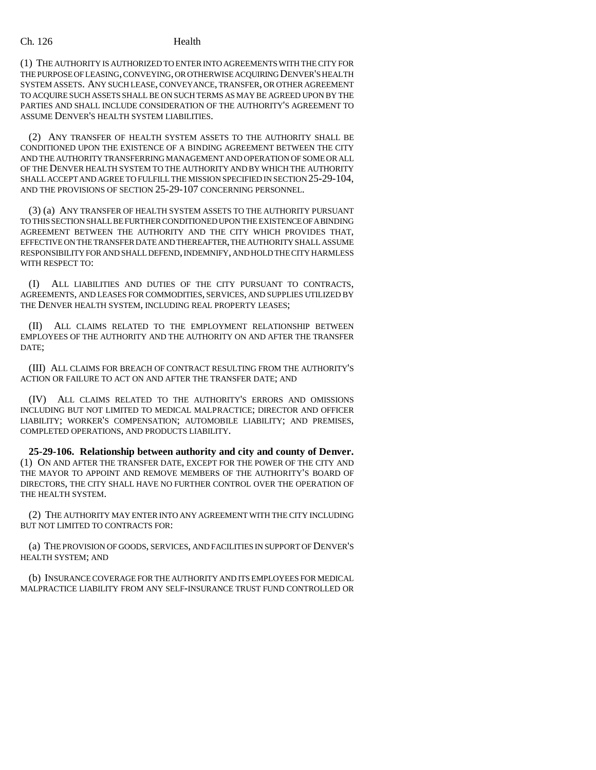(1) THE AUTHORITY IS AUTHORIZED TO ENTER INTO AGREEMENTS WITH THE CITY FOR THE PURPOSE OF LEASING, CONVEYING, OR OTHERWISE ACQUIRING DENVER'S HEALTH SYSTEM ASSETS. ANY SUCH LEASE, CONVEYANCE, TRANSFER, OR OTHER AGREEMENT TO ACQUIRE SUCH ASSETS SHALL BE ON SUCH TERMS AS MAY BE AGREED UPON BY THE PARTIES AND SHALL INCLUDE CONSIDERATION OF THE AUTHORITY'S AGREEMENT TO ASSUME DENVER'S HEALTH SYSTEM LIABILITIES.

(2) ANY TRANSFER OF HEALTH SYSTEM ASSETS TO THE AUTHORITY SHALL BE CONDITIONED UPON THE EXISTENCE OF A BINDING AGREEMENT BETWEEN THE CITY AND THE AUTHORITY TRANSFERRING MANAGEMENT AND OPERATION OF SOME OR ALL OF THE DENVER HEALTH SYSTEM TO THE AUTHORITY AND BY WHICH THE AUTHORITY SHALL ACCEPT AND AGREE TO FULFILL THE MISSION SPECIFIED IN SECTION 25-29-104, AND THE PROVISIONS OF SECTION 25-29-107 CONCERNING PERSONNEL.

(3) (a) ANY TRANSFER OF HEALTH SYSTEM ASSETS TO THE AUTHORITY PURSUANT TO THIS SECTION SHALL BE FURTHER CONDITIONED UPON THE EXISTENCE OF A BINDING AGREEMENT BETWEEN THE AUTHORITY AND THE CITY WHICH PROVIDES THAT, EFFECTIVE ON THE TRANSFER DATE AND THEREAFTER, THE AUTHORITY SHALL ASSUME RESPONSIBILITY FOR AND SHALL DEFEND, INDEMNIFY, AND HOLD THE CITY HARMLESS WITH RESPECT TO:

(I) ALL LIABILITIES AND DUTIES OF THE CITY PURSUANT TO CONTRACTS, AGREEMENTS, AND LEASES FOR COMMODITIES, SERVICES, AND SUPPLIES UTILIZED BY THE DENVER HEALTH SYSTEM, INCLUDING REAL PROPERTY LEASES;

(II) ALL CLAIMS RELATED TO THE EMPLOYMENT RELATIONSHIP BETWEEN EMPLOYEES OF THE AUTHORITY AND THE AUTHORITY ON AND AFTER THE TRANSFER DATE;

(III) ALL CLAIMS FOR BREACH OF CONTRACT RESULTING FROM THE AUTHORITY'S ACTION OR FAILURE TO ACT ON AND AFTER THE TRANSFER DATE; AND

(IV) ALL CLAIMS RELATED TO THE AUTHORITY'S ERRORS AND OMISSIONS INCLUDING BUT NOT LIMITED TO MEDICAL MALPRACTICE; DIRECTOR AND OFFICER LIABILITY; WORKER'S COMPENSATION; AUTOMOBILE LIABILITY; AND PREMISES, COMPLETED OPERATIONS, AND PRODUCTS LIABILITY.

**25-29-106. Relationship between authority and city and county of Denver.** (1) ON AND AFTER THE TRANSFER DATE, EXCEPT FOR THE POWER OF THE CITY AND THE MAYOR TO APPOINT AND REMOVE MEMBERS OF THE AUTHORITY'S BOARD OF DIRECTORS, THE CITY SHALL HAVE NO FURTHER CONTROL OVER THE OPERATION OF THE HEALTH SYSTEM.

(2) THE AUTHORITY MAY ENTER INTO ANY AGREEMENT WITH THE CITY INCLUDING BUT NOT LIMITED TO CONTRACTS FOR:

(a) THE PROVISION OF GOODS, SERVICES, AND FACILITIES IN SUPPORT OF DENVER'S HEALTH SYSTEM; AND

(b) INSURANCE COVERAGE FOR THE AUTHORITY AND ITS EMPLOYEES FOR MEDICAL MALPRACTICE LIABILITY FROM ANY SELF-INSURANCE TRUST FUND CONTROLLED OR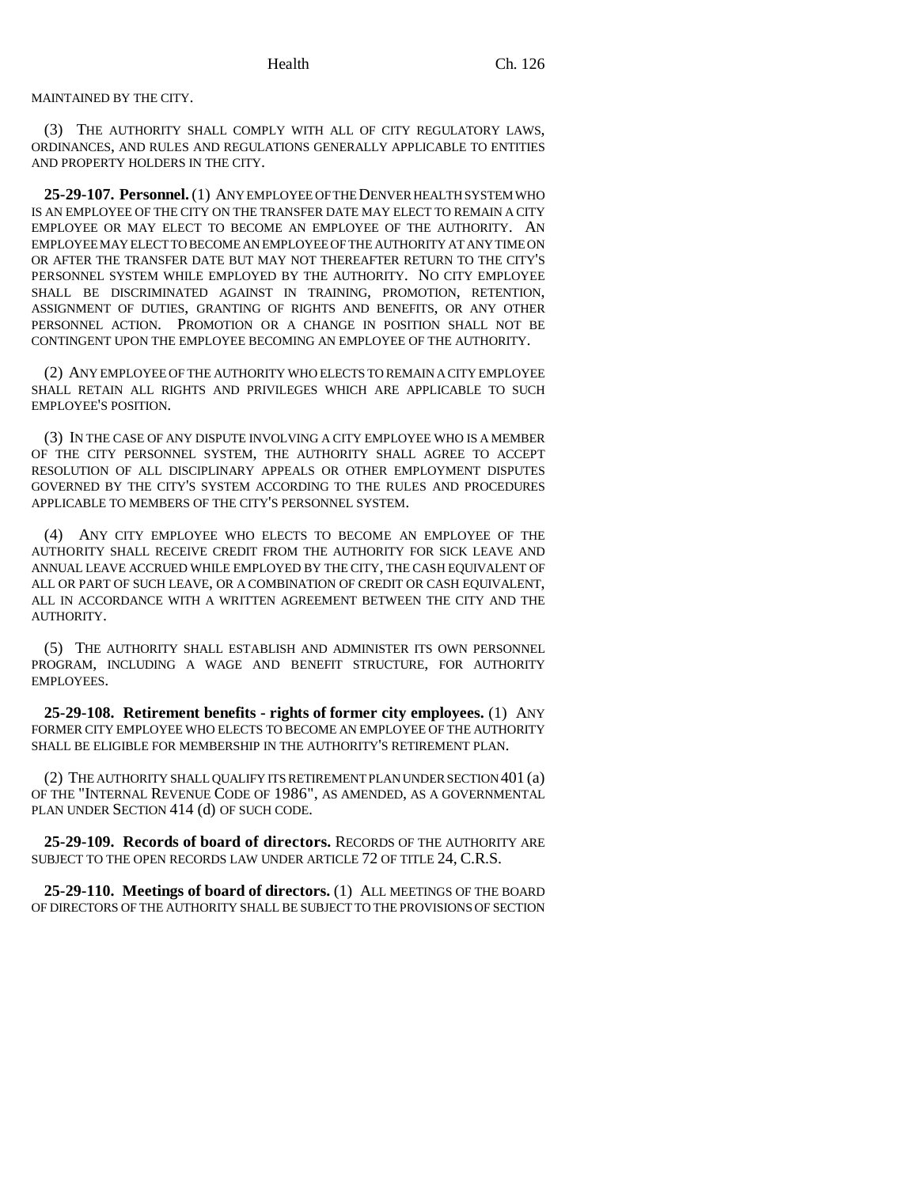MAINTAINED BY THE CITY.

(3) THE AUTHORITY SHALL COMPLY WITH ALL OF CITY REGULATORY LAWS, ORDINANCES, AND RULES AND REGULATIONS GENERALLY APPLICABLE TO ENTITIES AND PROPERTY HOLDERS IN THE CITY.

**25-29-107. Personnel.** (1) ANY EMPLOYEE OF THE DENVER HEALTH SYSTEM WHO IS AN EMPLOYEE OF THE CITY ON THE TRANSFER DATE MAY ELECT TO REMAIN A CITY EMPLOYEE OR MAY ELECT TO BECOME AN EMPLOYEE OF THE AUTHORITY. AN EMPLOYEE MAY ELECT TO BECOME AN EMPLOYEE OF THE AUTHORITY AT ANY TIME ON OR AFTER THE TRANSFER DATE BUT MAY NOT THEREAFTER RETURN TO THE CITY'S PERSONNEL SYSTEM WHILE EMPLOYED BY THE AUTHORITY. NO CITY EMPLOYEE SHALL BE DISCRIMINATED AGAINST IN TRAINING, PROMOTION, RETENTION, ASSIGNMENT OF DUTIES, GRANTING OF RIGHTS AND BENEFITS, OR ANY OTHER PERSONNEL ACTION. PROMOTION OR A CHANGE IN POSITION SHALL NOT BE CONTINGENT UPON THE EMPLOYEE BECOMING AN EMPLOYEE OF THE AUTHORITY.

(2) ANY EMPLOYEE OF THE AUTHORITY WHO ELECTS TO REMAIN A CITY EMPLOYEE SHALL RETAIN ALL RIGHTS AND PRIVILEGES WHICH ARE APPLICABLE TO SUCH EMPLOYEE'S POSITION.

(3) IN THE CASE OF ANY DISPUTE INVOLVING A CITY EMPLOYEE WHO IS A MEMBER OF THE CITY PERSONNEL SYSTEM, THE AUTHORITY SHALL AGREE TO ACCEPT RESOLUTION OF ALL DISCIPLINARY APPEALS OR OTHER EMPLOYMENT DISPUTES GOVERNED BY THE CITY'S SYSTEM ACCORDING TO THE RULES AND PROCEDURES APPLICABLE TO MEMBERS OF THE CITY'S PERSONNEL SYSTEM.

(4) ANY CITY EMPLOYEE WHO ELECTS TO BECOME AN EMPLOYEE OF THE AUTHORITY SHALL RECEIVE CREDIT FROM THE AUTHORITY FOR SICK LEAVE AND ANNUAL LEAVE ACCRUED WHILE EMPLOYED BY THE CITY, THE CASH EQUIVALENT OF ALL OR PART OF SUCH LEAVE, OR A COMBINATION OF CREDIT OR CASH EQUIVALENT, ALL IN ACCORDANCE WITH A WRITTEN AGREEMENT BETWEEN THE CITY AND THE AUTHORITY.

(5) THE AUTHORITY SHALL ESTABLISH AND ADMINISTER ITS OWN PERSONNEL PROGRAM, INCLUDING A WAGE AND BENEFIT STRUCTURE, FOR AUTHORITY EMPLOYEES.

**25-29-108. Retirement benefits - rights of former city employees.** (1) ANY FORMER CITY EMPLOYEE WHO ELECTS TO BECOME AN EMPLOYEE OF THE AUTHORITY SHALL BE ELIGIBLE FOR MEMBERSHIP IN THE AUTHORITY'S RETIREMENT PLAN.

(2) THE AUTHORITY SHALL QUALIFY ITS RETIREMENT PLAN UNDER SECTION 401 (a) OF THE "INTERNAL REVENUE CODE OF 1986", AS AMENDED, AS A GOVERNMENTAL PLAN UNDER SECTION 414 (d) OF SUCH CODE.

**25-29-109. Records of board of directors.** RECORDS OF THE AUTHORITY ARE SUBJECT TO THE OPEN RECORDS LAW UNDER ARTICLE 72 OF TITLE 24, C.R.S.

**25-29-110. Meetings of board of directors.** (1) ALL MEETINGS OF THE BOARD OF DIRECTORS OF THE AUTHORITY SHALL BE SUBJECT TO THE PROVISIONS OF SECTION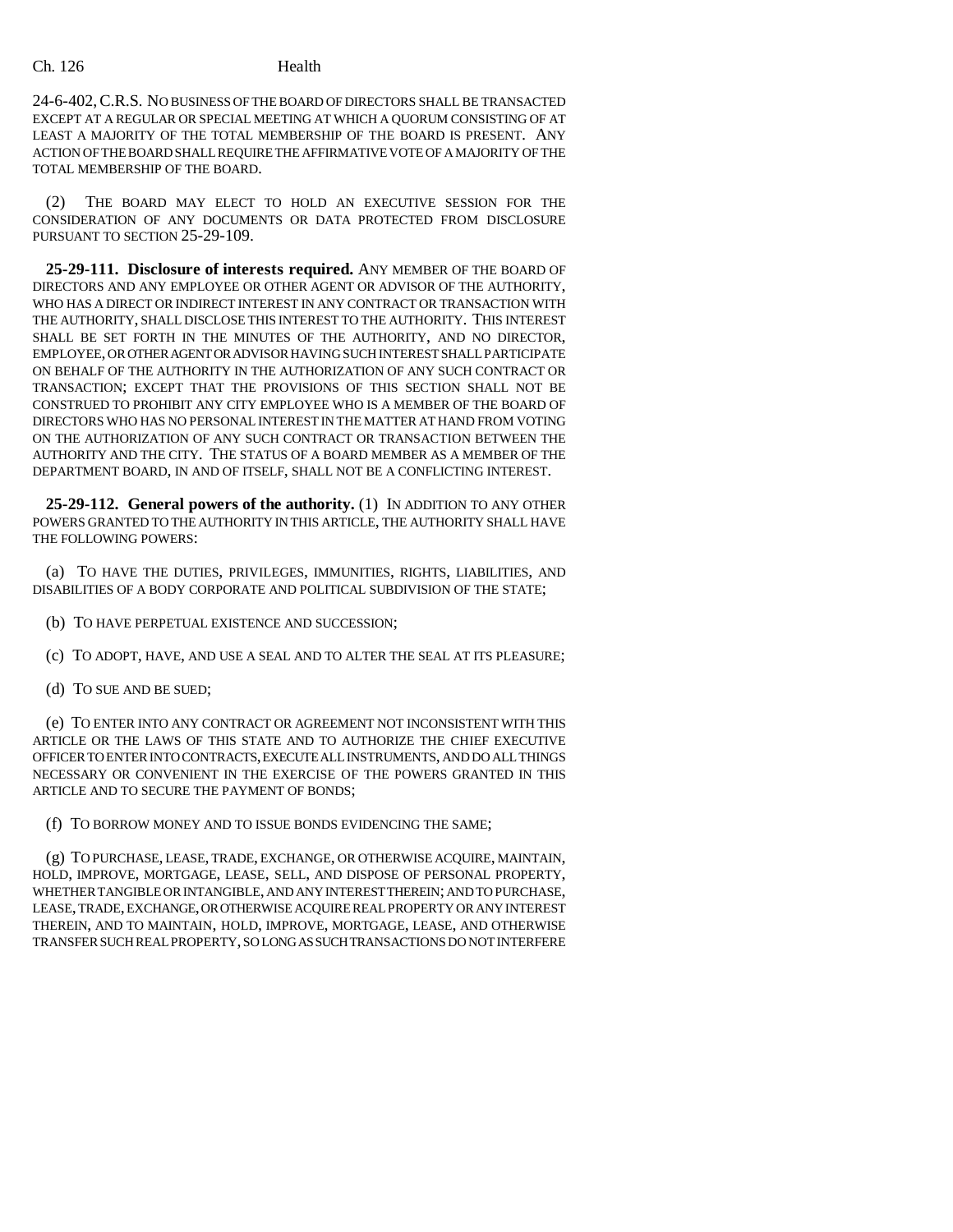24-6-402, C.R.S. NO BUSINESS OF THE BOARD OF DIRECTORS SHALL BE TRANSACTED EXCEPT AT A REGULAR OR SPECIAL MEETING AT WHICH A QUORUM CONSISTING OF AT LEAST A MAJORITY OF THE TOTAL MEMBERSHIP OF THE BOARD IS PRESENT. ANY ACTION OF THE BOARD SHALL REQUIRE THE AFFIRMATIVE VOTE OF A MAJORITY OF THE TOTAL MEMBERSHIP OF THE BOARD.

(2) THE BOARD MAY ELECT TO HOLD AN EXECUTIVE SESSION FOR THE CONSIDERATION OF ANY DOCUMENTS OR DATA PROTECTED FROM DISCLOSURE PURSUANT TO SECTION 25-29-109.

**25-29-111. Disclosure of interests required.** ANY MEMBER OF THE BOARD OF DIRECTORS AND ANY EMPLOYEE OR OTHER AGENT OR ADVISOR OF THE AUTHORITY, WHO HAS A DIRECT OR INDIRECT INTEREST IN ANY CONTRACT OR TRANSACTION WITH THE AUTHORITY, SHALL DISCLOSE THIS INTEREST TO THE AUTHORITY. THIS INTEREST SHALL BE SET FORTH IN THE MINUTES OF THE AUTHORITY, AND NO DIRECTOR, EMPLOYEE, OR OTHER AGENT OR ADVISOR HAVING SUCH INTEREST SHALL PARTICIPATE ON BEHALF OF THE AUTHORITY IN THE AUTHORIZATION OF ANY SUCH CONTRACT OR TRANSACTION; EXCEPT THAT THE PROVISIONS OF THIS SECTION SHALL NOT BE CONSTRUED TO PROHIBIT ANY CITY EMPLOYEE WHO IS A MEMBER OF THE BOARD OF DIRECTORS WHO HAS NO PERSONAL INTEREST IN THE MATTER AT HAND FROM VOTING ON THE AUTHORIZATION OF ANY SUCH CONTRACT OR TRANSACTION BETWEEN THE AUTHORITY AND THE CITY. THE STATUS OF A BOARD MEMBER AS A MEMBER OF THE DEPARTMENT BOARD, IN AND OF ITSELF, SHALL NOT BE A CONFLICTING INTEREST.

**25-29-112. General powers of the authority.** (1) IN ADDITION TO ANY OTHER POWERS GRANTED TO THE AUTHORITY IN THIS ARTICLE, THE AUTHORITY SHALL HAVE THE FOLLOWING POWERS:

(a) TO HAVE THE DUTIES, PRIVILEGES, IMMUNITIES, RIGHTS, LIABILITIES, AND DISABILITIES OF A BODY CORPORATE AND POLITICAL SUBDIVISION OF THE STATE;

(b) TO HAVE PERPETUAL EXISTENCE AND SUCCESSION;

(c) TO ADOPT, HAVE, AND USE A SEAL AND TO ALTER THE SEAL AT ITS PLEASURE;

(d) TO SUE AND BE SUED;

(e) TO ENTER INTO ANY CONTRACT OR AGREEMENT NOT INCONSISTENT WITH THIS ARTICLE OR THE LAWS OF THIS STATE AND TO AUTHORIZE THE CHIEF EXECUTIVE OFFICER TO ENTER INTO CONTRACTS, EXECUTE ALL INSTRUMENTS, AND DO ALL THINGS NECESSARY OR CONVENIENT IN THE EXERCISE OF THE POWERS GRANTED IN THIS ARTICLE AND TO SECURE THE PAYMENT OF BONDS;

(f) TO BORROW MONEY AND TO ISSUE BONDS EVIDENCING THE SAME;

(g) TO PURCHASE, LEASE, TRADE, EXCHANGE, OR OTHERWISE ACQUIRE, MAINTAIN, HOLD, IMPROVE, MORTGAGE, LEASE, SELL, AND DISPOSE OF PERSONAL PROPERTY, WHETHER TANGIBLE OR INTANGIBLE, AND ANY INTEREST THEREIN; AND TO PURCHASE, LEASE, TRADE, EXCHANGE, OR OTHERWISE ACQUIRE REAL PROPERTY OR ANY INTEREST THEREIN, AND TO MAINTAIN, HOLD, IMPROVE, MORTGAGE, LEASE, AND OTHERWISE TRANSFER SUCH REAL PROPERTY, SO LONG AS SUCH TRANSACTIONS DO NOT INTERFERE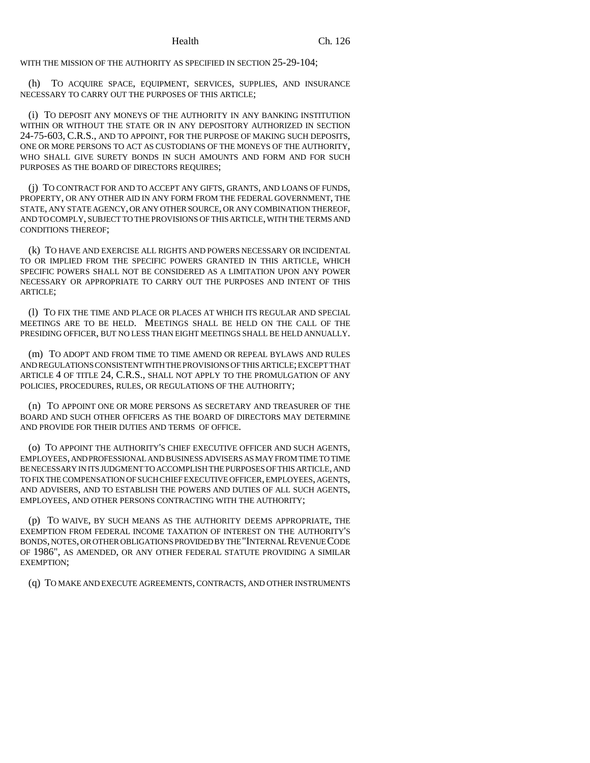WITH THE MISSION OF THE AUTHORITY AS SPECIFIED IN SECTION 25-29-104;

(h) TO ACQUIRE SPACE, EQUIPMENT, SERVICES, SUPPLIES, AND INSURANCE NECESSARY TO CARRY OUT THE PURPOSES OF THIS ARTICLE;

(i) TO DEPOSIT ANY MONEYS OF THE AUTHORITY IN ANY BANKING INSTITUTION WITHIN OR WITHOUT THE STATE OR IN ANY DEPOSITORY AUTHORIZED IN SECTION 24-75-603, C.R.S., AND TO APPOINT, FOR THE PURPOSE OF MAKING SUCH DEPOSITS, ONE OR MORE PERSONS TO ACT AS CUSTODIANS OF THE MONEYS OF THE AUTHORITY, WHO SHALL GIVE SURETY BONDS IN SUCH AMOUNTS AND FORM AND FOR SUCH PURPOSES AS THE BOARD OF DIRECTORS REQUIRES;

(j) TO CONTRACT FOR AND TO ACCEPT ANY GIFTS, GRANTS, AND LOANS OF FUNDS, PROPERTY, OR ANY OTHER AID IN ANY FORM FROM THE FEDERAL GOVERNMENT, THE STATE, ANY STATE AGENCY, OR ANY OTHER SOURCE, OR ANY COMBINATION THEREOF, AND TO COMPLY, SUBJECT TO THE PROVISIONS OF THIS ARTICLE, WITH THE TERMS AND CONDITIONS THEREOF;

(k) TO HAVE AND EXERCISE ALL RIGHTS AND POWERS NECESSARY OR INCIDENTAL TO OR IMPLIED FROM THE SPECIFIC POWERS GRANTED IN THIS ARTICLE, WHICH SPECIFIC POWERS SHALL NOT BE CONSIDERED AS A LIMITATION UPON ANY POWER NECESSARY OR APPROPRIATE TO CARRY OUT THE PURPOSES AND INTENT OF THIS ARTICLE;

(l) TO FIX THE TIME AND PLACE OR PLACES AT WHICH ITS REGULAR AND SPECIAL MEETINGS ARE TO BE HELD. MEETINGS SHALL BE HELD ON THE CALL OF THE PRESIDING OFFICER, BUT NO LESS THAN EIGHT MEETINGS SHALL BE HELD ANNUALLY.

(m) TO ADOPT AND FROM TIME TO TIME AMEND OR REPEAL BYLAWS AND RULES AND REGULATIONS CONSISTENT WITH THE PROVISIONS OF THIS ARTICLE; EXCEPT THAT ARTICLE 4 OF TITLE 24, C.R.S., SHALL NOT APPLY TO THE PROMULGATION OF ANY POLICIES, PROCEDURES, RULES, OR REGULATIONS OF THE AUTHORITY;

(n) TO APPOINT ONE OR MORE PERSONS AS SECRETARY AND TREASURER OF THE BOARD AND SUCH OTHER OFFICERS AS THE BOARD OF DIRECTORS MAY DETERMINE AND PROVIDE FOR THEIR DUTIES AND TERMS OF OFFICE.

(o) TO APPOINT THE AUTHORITY'S CHIEF EXECUTIVE OFFICER AND SUCH AGENTS, EMPLOYEES, AND PROFESSIONAL AND BUSINESS ADVISERS AS MAY FROM TIME TO TIME BE NECESSARY IN ITS JUDGMENT TO ACCOMPLISH THE PURPOSES OF THIS ARTICLE, AND TO FIX THE COMPENSATION OF SUCH CHIEF EXECUTIVE OFFICER, EMPLOYEES, AGENTS, AND ADVISERS, AND TO ESTABLISH THE POWERS AND DUTIES OF ALL SUCH AGENTS, EMPLOYEES, AND OTHER PERSONS CONTRACTING WITH THE AUTHORITY;

(p) TO WAIVE, BY SUCH MEANS AS THE AUTHORITY DEEMS APPROPRIATE, THE EXEMPTION FROM FEDERAL INCOME TAXATION OF INTEREST ON THE AUTHORITY'S BONDS, NOTES, OR OTHER OBLIGATIONS PROVIDED BY THE "INTERNAL REVENUE CODE OF 1986", AS AMENDED, OR ANY OTHER FEDERAL STATUTE PROVIDING A SIMILAR EXEMPTION;

(q) TO MAKE AND EXECUTE AGREEMENTS, CONTRACTS, AND OTHER INSTRUMENTS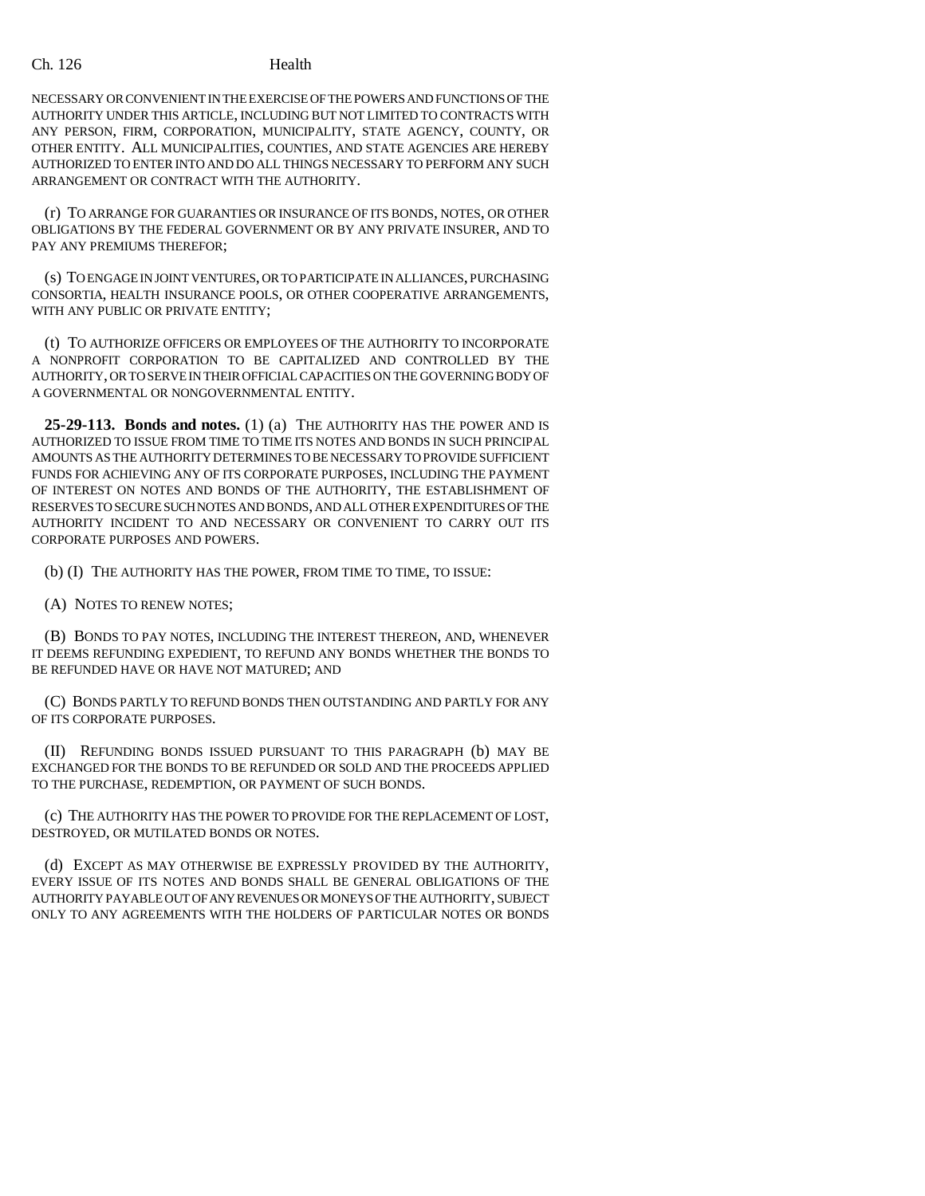NECESSARY OR CONVENIENT IN THE EXERCISE OF THE POWERS AND FUNCTIONS OF THE AUTHORITY UNDER THIS ARTICLE, INCLUDING BUT NOT LIMITED TO CONTRACTS WITH ANY PERSON, FIRM, CORPORATION, MUNICIPALITY, STATE AGENCY, COUNTY, OR OTHER ENTITY. ALL MUNICIPALITIES, COUNTIES, AND STATE AGENCIES ARE HEREBY AUTHORIZED TO ENTER INTO AND DO ALL THINGS NECESSARY TO PERFORM ANY SUCH ARRANGEMENT OR CONTRACT WITH THE AUTHORITY.

(r) TO ARRANGE FOR GUARANTIES OR INSURANCE OF ITS BONDS, NOTES, OR OTHER OBLIGATIONS BY THE FEDERAL GOVERNMENT OR BY ANY PRIVATE INSURER, AND TO PAY ANY PREMIUMS THEREFOR;

(s) TO ENGAGE IN JOINT VENTURES, OR TO PARTICIPATE IN ALLIANCES, PURCHASING CONSORTIA, HEALTH INSURANCE POOLS, OR OTHER COOPERATIVE ARRANGEMENTS, WITH ANY PUBLIC OR PRIVATE ENTITY;

(t) TO AUTHORIZE OFFICERS OR EMPLOYEES OF THE AUTHORITY TO INCORPORATE A NONPROFIT CORPORATION TO BE CAPITALIZED AND CONTROLLED BY THE AUTHORITY, OR TO SERVE IN THEIR OFFICIAL CAPACITIES ON THE GOVERNING BODY OF A GOVERNMENTAL OR NONGOVERNMENTAL ENTITY.

**25-29-113. Bonds and notes.** (1) (a) THE AUTHORITY HAS THE POWER AND IS AUTHORIZED TO ISSUE FROM TIME TO TIME ITS NOTES AND BONDS IN SUCH PRINCIPAL AMOUNTS AS THE AUTHORITY DETERMINES TO BE NECESSARY TO PROVIDE SUFFICIENT FUNDS FOR ACHIEVING ANY OF ITS CORPORATE PURPOSES, INCLUDING THE PAYMENT OF INTEREST ON NOTES AND BONDS OF THE AUTHORITY, THE ESTABLISHMENT OF RESERVES TO SECURE SUCH NOTES AND BONDS, AND ALL OTHER EXPENDITURES OF THE AUTHORITY INCIDENT TO AND NECESSARY OR CONVENIENT TO CARRY OUT ITS CORPORATE PURPOSES AND POWERS.

(b) (I) THE AUTHORITY HAS THE POWER, FROM TIME TO TIME, TO ISSUE:

(A) NOTES TO RENEW NOTES;

(B) BONDS TO PAY NOTES, INCLUDING THE INTEREST THEREON, AND, WHENEVER IT DEEMS REFUNDING EXPEDIENT, TO REFUND ANY BONDS WHETHER THE BONDS TO BE REFUNDED HAVE OR HAVE NOT MATURED; AND

(C) BONDS PARTLY TO REFUND BONDS THEN OUTSTANDING AND PARTLY FOR ANY OF ITS CORPORATE PURPOSES.

(II) REFUNDING BONDS ISSUED PURSUANT TO THIS PARAGRAPH (b) MAY BE EXCHANGED FOR THE BONDS TO BE REFUNDED OR SOLD AND THE PROCEEDS APPLIED TO THE PURCHASE, REDEMPTION, OR PAYMENT OF SUCH BONDS.

(c) THE AUTHORITY HAS THE POWER TO PROVIDE FOR THE REPLACEMENT OF LOST, DESTROYED, OR MUTILATED BONDS OR NOTES.

(d) EXCEPT AS MAY OTHERWISE BE EXPRESSLY PROVIDED BY THE AUTHORITY, EVERY ISSUE OF ITS NOTES AND BONDS SHALL BE GENERAL OBLIGATIONS OF THE AUTHORITY PAYABLE OUT OF ANY REVENUES OR MONEYS OF THE AUTHORITY, SUBJECT ONLY TO ANY AGREEMENTS WITH THE HOLDERS OF PARTICULAR NOTES OR BONDS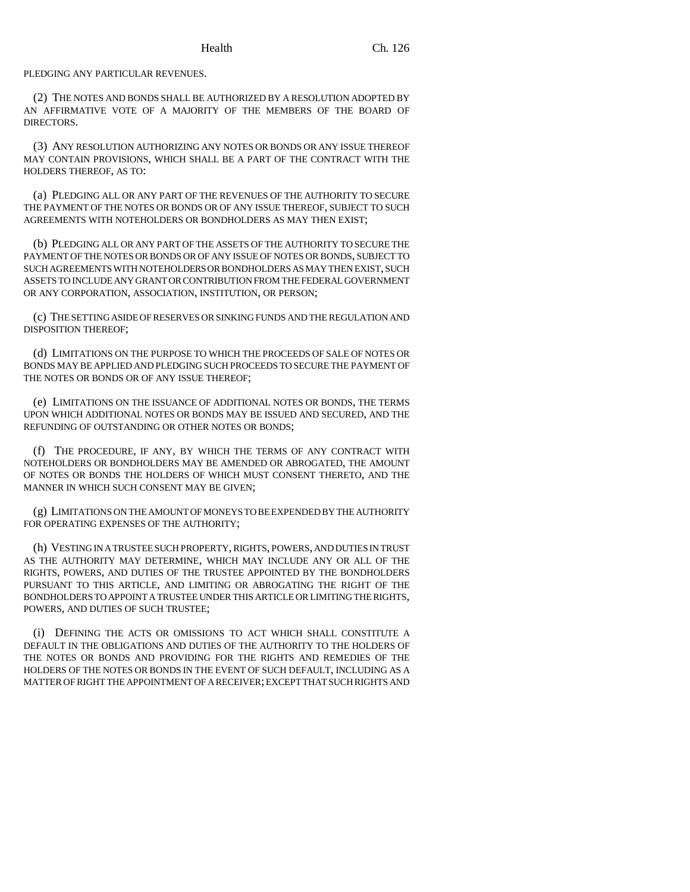PLEDGING ANY PARTICULAR REVENUES.

(2) THE NOTES AND BONDS SHALL BE AUTHORIZED BY A RESOLUTION ADOPTED BY AN AFFIRMATIVE VOTE OF A MAJORITY OF THE MEMBERS OF THE BOARD OF DIRECTORS.

(3) ANY RESOLUTION AUTHORIZING ANY NOTES OR BONDS OR ANY ISSUE THEREOF MAY CONTAIN PROVISIONS, WHICH SHALL BE A PART OF THE CONTRACT WITH THE HOLDERS THEREOF, AS TO:

(a) PLEDGING ALL OR ANY PART OF THE REVENUES OF THE AUTHORITY TO SECURE THE PAYMENT OF THE NOTES OR BONDS OR OF ANY ISSUE THEREOF, SUBJECT TO SUCH AGREEMENTS WITH NOTEHOLDERS OR BONDHOLDERS AS MAY THEN EXIST;

(b) PLEDGING ALL OR ANY PART OF THE ASSETS OF THE AUTHORITY TO SECURE THE PAYMENT OF THE NOTES OR BONDS OR OF ANY ISSUE OF NOTES OR BONDS, SUBJECT TO SUCH AGREEMENTS WITH NOTEHOLDERS OR BONDHOLDERS AS MAY THEN EXIST, SUCH ASSETS TO INCLUDE ANY GRANT OR CONTRIBUTION FROM THE FEDERAL GOVERNMENT OR ANY CORPORATION, ASSOCIATION, INSTITUTION, OR PERSON;

(c) THE SETTING ASIDE OF RESERVES OR SINKING FUNDS AND THE REGULATION AND DISPOSITION THEREOF;

(d) LIMITATIONS ON THE PURPOSE TO WHICH THE PROCEEDS OF SALE OF NOTES OR BONDS MAY BE APPLIED AND PLEDGING SUCH PROCEEDS TO SECURE THE PAYMENT OF THE NOTES OR BONDS OR OF ANY ISSUE THEREOF;

(e) LIMITATIONS ON THE ISSUANCE OF ADDITIONAL NOTES OR BONDS, THE TERMS UPON WHICH ADDITIONAL NOTES OR BONDS MAY BE ISSUED AND SECURED, AND THE REFUNDING OF OUTSTANDING OR OTHER NOTES OR BONDS;

(f) THE PROCEDURE, IF ANY, BY WHICH THE TERMS OF ANY CONTRACT WITH NOTEHOLDERS OR BONDHOLDERS MAY BE AMENDED OR ABROGATED, THE AMOUNT OF NOTES OR BONDS THE HOLDERS OF WHICH MUST CONSENT THERETO, AND THE MANNER IN WHICH SUCH CONSENT MAY BE GIVEN;

(g) LIMITATIONS ON THE AMOUNT OF MONEYS TO BE EXPENDED BY THE AUTHORITY FOR OPERATING EXPENSES OF THE AUTHORITY;

(h) VESTING IN A TRUSTEE SUCH PROPERTY, RIGHTS, POWERS, AND DUTIES IN TRUST AS THE AUTHORITY MAY DETERMINE, WHICH MAY INCLUDE ANY OR ALL OF THE RIGHTS, POWERS, AND DUTIES OF THE TRUSTEE APPOINTED BY THE BONDHOLDERS PURSUANT TO THIS ARTICLE, AND LIMITING OR ABROGATING THE RIGHT OF THE BONDHOLDERS TO APPOINT A TRUSTEE UNDER THIS ARTICLE OR LIMITING THE RIGHTS, POWERS, AND DUTIES OF SUCH TRUSTEE;

(i) DEFINING THE ACTS OR OMISSIONS TO ACT WHICH SHALL CONSTITUTE A DEFAULT IN THE OBLIGATIONS AND DUTIES OF THE AUTHORITY TO THE HOLDERS OF THE NOTES OR BONDS AND PROVIDING FOR THE RIGHTS AND REMEDIES OF THE HOLDERS OF THE NOTES OR BONDS IN THE EVENT OF SUCH DEFAULT, INCLUDING AS A MATTER OF RIGHT THE APPOINTMENT OF A RECEIVER; EXCEPT THAT SUCH RIGHTS AND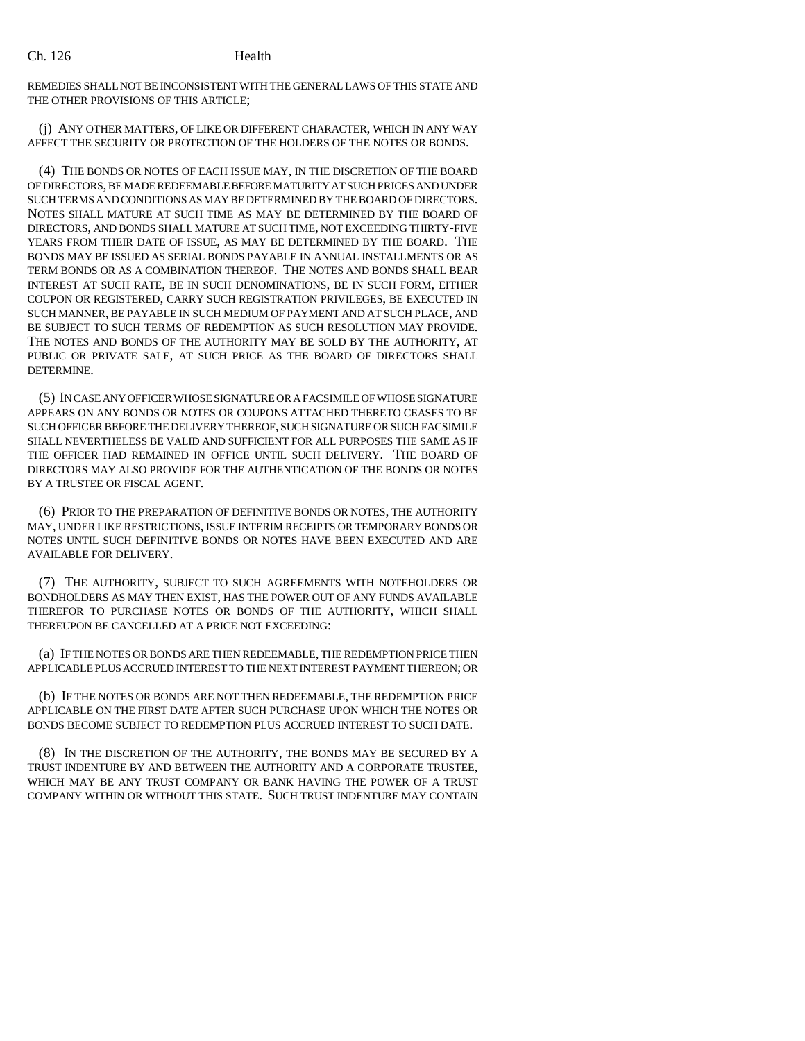REMEDIES SHALL NOT BE INCONSISTENT WITH THE GENERAL LAWS OF THIS STATE AND THE OTHER PROVISIONS OF THIS ARTICLE;

(j) ANY OTHER MATTERS, OF LIKE OR DIFFERENT CHARACTER, WHICH IN ANY WAY AFFECT THE SECURITY OR PROTECTION OF THE HOLDERS OF THE NOTES OR BONDS.

(4) THE BONDS OR NOTES OF EACH ISSUE MAY, IN THE DISCRETION OF THE BOARD OF DIRECTORS, BE MADE REDEEMABLE BEFORE MATURITY AT SUCH PRICES AND UNDER SUCH TERMS AND CONDITIONS AS MAY BE DETERMINED BY THE BOARD OF DIRECTORS. NOTES SHALL MATURE AT SUCH TIME AS MAY BE DETERMINED BY THE BOARD OF DIRECTORS, AND BONDS SHALL MATURE AT SUCH TIME, NOT EXCEEDING THIRTY-FIVE YEARS FROM THEIR DATE OF ISSUE, AS MAY BE DETERMINED BY THE BOARD. THE BONDS MAY BE ISSUED AS SERIAL BONDS PAYABLE IN ANNUAL INSTALLMENTS OR AS TERM BONDS OR AS A COMBINATION THEREOF. THE NOTES AND BONDS SHALL BEAR INTEREST AT SUCH RATE, BE IN SUCH DENOMINATIONS, BE IN SUCH FORM, EITHER COUPON OR REGISTERED, CARRY SUCH REGISTRATION PRIVILEGES, BE EXECUTED IN SUCH MANNER, BE PAYABLE IN SUCH MEDIUM OF PAYMENT AND AT SUCH PLACE, AND BE SUBJECT TO SUCH TERMS OF REDEMPTION AS SUCH RESOLUTION MAY PROVIDE. THE NOTES AND BONDS OF THE AUTHORITY MAY BE SOLD BY THE AUTHORITY, AT PUBLIC OR PRIVATE SALE, AT SUCH PRICE AS THE BOARD OF DIRECTORS SHALL DETERMINE.

(5) IN CASE ANY OFFICER WHOSE SIGNATURE OR A FACSIMILE OF WHOSE SIGNATURE APPEARS ON ANY BONDS OR NOTES OR COUPONS ATTACHED THERETO CEASES TO BE SUCH OFFICER BEFORE THE DELIVERY THEREOF, SUCH SIGNATURE OR SUCH FACSIMILE SHALL NEVERTHELESS BE VALID AND SUFFICIENT FOR ALL PURPOSES THE SAME AS IF THE OFFICER HAD REMAINED IN OFFICE UNTIL SUCH DELIVERY. THE BOARD OF DIRECTORS MAY ALSO PROVIDE FOR THE AUTHENTICATION OF THE BONDS OR NOTES BY A TRUSTEE OR FISCAL AGENT.

(6) PRIOR TO THE PREPARATION OF DEFINITIVE BONDS OR NOTES, THE AUTHORITY MAY, UNDER LIKE RESTRICTIONS, ISSUE INTERIM RECEIPTS OR TEMPORARY BONDS OR NOTES UNTIL SUCH DEFINITIVE BONDS OR NOTES HAVE BEEN EXECUTED AND ARE AVAILABLE FOR DELIVERY.

(7) THE AUTHORITY, SUBJECT TO SUCH AGREEMENTS WITH NOTEHOLDERS OR BONDHOLDERS AS MAY THEN EXIST, HAS THE POWER OUT OF ANY FUNDS AVAILABLE THEREFOR TO PURCHASE NOTES OR BONDS OF THE AUTHORITY, WHICH SHALL THEREUPON BE CANCELLED AT A PRICE NOT EXCEEDING:

(a) IF THE NOTES OR BONDS ARE THEN REDEEMABLE, THE REDEMPTION PRICE THEN APPLICABLE PLUS ACCRUED INTEREST TO THE NEXT INTEREST PAYMENT THEREON; OR

(b) IF THE NOTES OR BONDS ARE NOT THEN REDEEMABLE, THE REDEMPTION PRICE APPLICABLE ON THE FIRST DATE AFTER SUCH PURCHASE UPON WHICH THE NOTES OR BONDS BECOME SUBJECT TO REDEMPTION PLUS ACCRUED INTEREST TO SUCH DATE.

(8) IN THE DISCRETION OF THE AUTHORITY, THE BONDS MAY BE SECURED BY A TRUST INDENTURE BY AND BETWEEN THE AUTHORITY AND A CORPORATE TRUSTEE, WHICH MAY BE ANY TRUST COMPANY OR BANK HAVING THE POWER OF A TRUST COMPANY WITHIN OR WITHOUT THIS STATE. SUCH TRUST INDENTURE MAY CONTAIN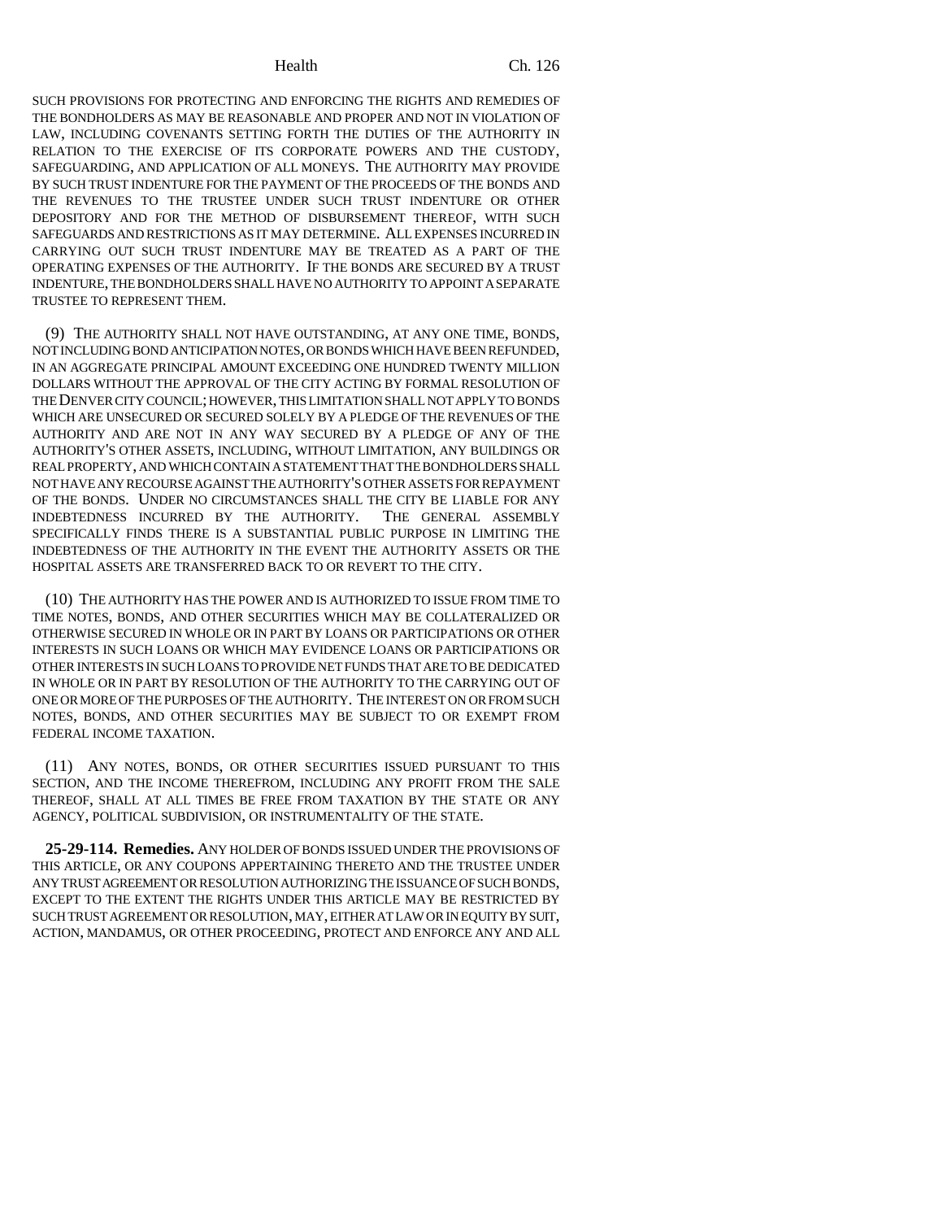SUCH PROVISIONS FOR PROTECTING AND ENFORCING THE RIGHTS AND REMEDIES OF THE BONDHOLDERS AS MAY BE REASONABLE AND PROPER AND NOT IN VIOLATION OF LAW, INCLUDING COVENANTS SETTING FORTH THE DUTIES OF THE AUTHORITY IN RELATION TO THE EXERCISE OF ITS CORPORATE POWERS AND THE CUSTODY, SAFEGUARDING, AND APPLICATION OF ALL MONEYS. THE AUTHORITY MAY PROVIDE BY SUCH TRUST INDENTURE FOR THE PAYMENT OF THE PROCEEDS OF THE BONDS AND THE REVENUES TO THE TRUSTEE UNDER SUCH TRUST INDENTURE OR OTHER DEPOSITORY AND FOR THE METHOD OF DISBURSEMENT THEREOF, WITH SUCH SAFEGUARDS AND RESTRICTIONS AS IT MAY DETERMINE. ALL EXPENSES INCURRED IN CARRYING OUT SUCH TRUST INDENTURE MAY BE TREATED AS A PART OF THE OPERATING EXPENSES OF THE AUTHORITY. IF THE BONDS ARE SECURED BY A TRUST INDENTURE, THE BONDHOLDERS SHALL HAVE NO AUTHORITY TO APPOINT A SEPARATE TRUSTEE TO REPRESENT THEM.

(9) THE AUTHORITY SHALL NOT HAVE OUTSTANDING, AT ANY ONE TIME, BONDS, NOT INCLUDING BOND ANTICIPATION NOTES, OR BONDS WHICH HAVE BEEN REFUNDED, IN AN AGGREGATE PRINCIPAL AMOUNT EXCEEDING ONE HUNDRED TWENTY MILLION DOLLARS WITHOUT THE APPROVAL OF THE CITY ACTING BY FORMAL RESOLUTION OF THE DENVER CITY COUNCIL; HOWEVER, THIS LIMITATION SHALL NOT APPLY TO BONDS WHICH ARE UNSECURED OR SECURED SOLELY BY A PLEDGE OF THE REVENUES OF THE AUTHORITY AND ARE NOT IN ANY WAY SECURED BY A PLEDGE OF ANY OF THE AUTHORITY'S OTHER ASSETS, INCLUDING, WITHOUT LIMITATION, ANY BUILDINGS OR REAL PROPERTY, AND WHICH CONTAIN A STATEMENT THAT THE BONDHOLDERS SHALL NOT HAVE ANY RECOURSE AGAINST THE AUTHORITY'S OTHER ASSETS FOR REPAYMENT OF THE BONDS. UNDER NO CIRCUMSTANCES SHALL THE CITY BE LIABLE FOR ANY INDEBTEDNESS INCURRED BY THE AUTHORITY. THE GENERAL ASSEMBLY SPECIFICALLY FINDS THERE IS A SUBSTANTIAL PUBLIC PURPOSE IN LIMITING THE INDEBTEDNESS OF THE AUTHORITY IN THE EVENT THE AUTHORITY ASSETS OR THE HOSPITAL ASSETS ARE TRANSFERRED BACK TO OR REVERT TO THE CITY.

(10) THE AUTHORITY HAS THE POWER AND IS AUTHORIZED TO ISSUE FROM TIME TO TIME NOTES, BONDS, AND OTHER SECURITIES WHICH MAY BE COLLATERALIZED OR OTHERWISE SECURED IN WHOLE OR IN PART BY LOANS OR PARTICIPATIONS OR OTHER INTERESTS IN SUCH LOANS OR WHICH MAY EVIDENCE LOANS OR PARTICIPATIONS OR OTHER INTERESTS IN SUCH LOANS TO PROVIDE NET FUNDS THAT ARE TO BE DEDICATED IN WHOLE OR IN PART BY RESOLUTION OF THE AUTHORITY TO THE CARRYING OUT OF ONE OR MORE OF THE PURPOSES OF THE AUTHORITY. THE INTEREST ON OR FROM SUCH NOTES, BONDS, AND OTHER SECURITIES MAY BE SUBJECT TO OR EXEMPT FROM FEDERAL INCOME TAXATION.

(11) ANY NOTES, BONDS, OR OTHER SECURITIES ISSUED PURSUANT TO THIS SECTION, AND THE INCOME THEREFROM, INCLUDING ANY PROFIT FROM THE SALE THEREOF, SHALL AT ALL TIMES BE FREE FROM TAXATION BY THE STATE OR ANY AGENCY, POLITICAL SUBDIVISION, OR INSTRUMENTALITY OF THE STATE.

**25-29-114. Remedies.** ANY HOLDER OF BONDS ISSUED UNDER THE PROVISIONS OF THIS ARTICLE, OR ANY COUPONS APPERTAINING THERETO AND THE TRUSTEE UNDER ANY TRUST AGREEMENT OR RESOLUTION AUTHORIZING THE ISSUANCE OF SUCH BONDS, EXCEPT TO THE EXTENT THE RIGHTS UNDER THIS ARTICLE MAY BE RESTRICTED BY SUCH TRUST AGREEMENT OR RESOLUTION, MAY, EITHER AT LAW OR IN EQUITY BY SUIT, ACTION, MANDAMUS, OR OTHER PROCEEDING, PROTECT AND ENFORCE ANY AND ALL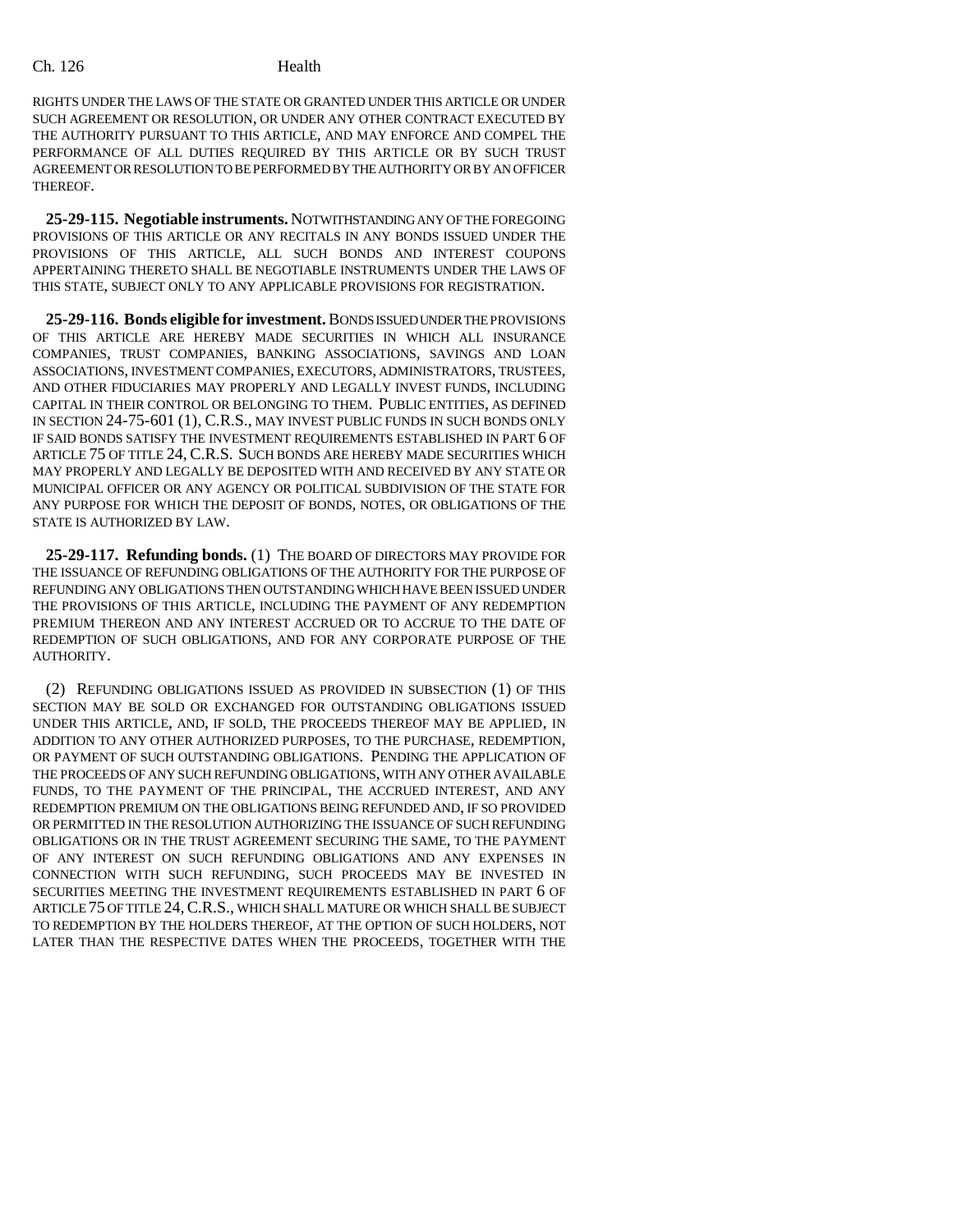RIGHTS UNDER THE LAWS OF THE STATE OR GRANTED UNDER THIS ARTICLE OR UNDER SUCH AGREEMENT OR RESOLUTION, OR UNDER ANY OTHER CONTRACT EXECUTED BY THE AUTHORITY PURSUANT TO THIS ARTICLE, AND MAY ENFORCE AND COMPEL THE PERFORMANCE OF ALL DUTIES REQUIRED BY THIS ARTICLE OR BY SUCH TRUST AGREEMENT OR RESOLUTION TO BE PERFORMED BY THE AUTHORITY OR BY AN OFFICER THEREOF.

**25-29-115. Negotiable instruments.** NOTWITHSTANDING ANY OF THE FOREGOING PROVISIONS OF THIS ARTICLE OR ANY RECITALS IN ANY BONDS ISSUED UNDER THE PROVISIONS OF THIS ARTICLE, ALL SUCH BONDS AND INTEREST COUPONS APPERTAINING THERETO SHALL BE NEGOTIABLE INSTRUMENTS UNDER THE LAWS OF THIS STATE, SUBJECT ONLY TO ANY APPLICABLE PROVISIONS FOR REGISTRATION.

**25-29-116. Bonds eligible for investment.** BONDS ISSUED UNDER THE PROVISIONS OF THIS ARTICLE ARE HEREBY MADE SECURITIES IN WHICH ALL INSURANCE COMPANIES, TRUST COMPANIES, BANKING ASSOCIATIONS, SAVINGS AND LOAN ASSOCIATIONS, INVESTMENT COMPANIES, EXECUTORS, ADMINISTRATORS, TRUSTEES, AND OTHER FIDUCIARIES MAY PROPERLY AND LEGALLY INVEST FUNDS, INCLUDING CAPITAL IN THEIR CONTROL OR BELONGING TO THEM. PUBLIC ENTITIES, AS DEFINED IN SECTION 24-75-601 (1), C.R.S., MAY INVEST PUBLIC FUNDS IN SUCH BONDS ONLY IF SAID BONDS SATISFY THE INVESTMENT REQUIREMENTS ESTABLISHED IN PART 6 OF ARTICLE 75 OF TITLE 24, C.R.S. SUCH BONDS ARE HEREBY MADE SECURITIES WHICH MAY PROPERLY AND LEGALLY BE DEPOSITED WITH AND RECEIVED BY ANY STATE OR MUNICIPAL OFFICER OR ANY AGENCY OR POLITICAL SUBDIVISION OF THE STATE FOR ANY PURPOSE FOR WHICH THE DEPOSIT OF BONDS, NOTES, OR OBLIGATIONS OF THE STATE IS AUTHORIZED BY LAW.

**25-29-117. Refunding bonds.** (1) THE BOARD OF DIRECTORS MAY PROVIDE FOR THE ISSUANCE OF REFUNDING OBLIGATIONS OF THE AUTHORITY FOR THE PURPOSE OF REFUNDING ANY OBLIGATIONS THEN OUTSTANDING WHICH HAVE BEEN ISSUED UNDER THE PROVISIONS OF THIS ARTICLE, INCLUDING THE PAYMENT OF ANY REDEMPTION PREMIUM THEREON AND ANY INTEREST ACCRUED OR TO ACCRUE TO THE DATE OF REDEMPTION OF SUCH OBLIGATIONS, AND FOR ANY CORPORATE PURPOSE OF THE AUTHORITY.

(2) REFUNDING OBLIGATIONS ISSUED AS PROVIDED IN SUBSECTION (1) OF THIS SECTION MAY BE SOLD OR EXCHANGED FOR OUTSTANDING OBLIGATIONS ISSUED UNDER THIS ARTICLE, AND, IF SOLD, THE PROCEEDS THEREOF MAY BE APPLIED, IN ADDITION TO ANY OTHER AUTHORIZED PURPOSES, TO THE PURCHASE, REDEMPTION, OR PAYMENT OF SUCH OUTSTANDING OBLIGATIONS. PENDING THE APPLICATION OF THE PROCEEDS OF ANY SUCH REFUNDING OBLIGATIONS, WITH ANY OTHER AVAILABLE FUNDS, TO THE PAYMENT OF THE PRINCIPAL, THE ACCRUED INTEREST, AND ANY REDEMPTION PREMIUM ON THE OBLIGATIONS BEING REFUNDED AND, IF SO PROVIDED OR PERMITTED IN THE RESOLUTION AUTHORIZING THE ISSUANCE OF SUCH REFUNDING OBLIGATIONS OR IN THE TRUST AGREEMENT SECURING THE SAME, TO THE PAYMENT OF ANY INTEREST ON SUCH REFUNDING OBLIGATIONS AND ANY EXPENSES IN CONNECTION WITH SUCH REFUNDING, SUCH PROCEEDS MAY BE INVESTED IN SECURITIES MEETING THE INVESTMENT REQUIREMENTS ESTABLISHED IN PART 6 OF ARTICLE 75 OF TITLE 24, C.R.S., WHICH SHALL MATURE OR WHICH SHALL BE SUBJECT TO REDEMPTION BY THE HOLDERS THEREOF, AT THE OPTION OF SUCH HOLDERS, NOT LATER THAN THE RESPECTIVE DATES WHEN THE PROCEEDS, TOGETHER WITH THE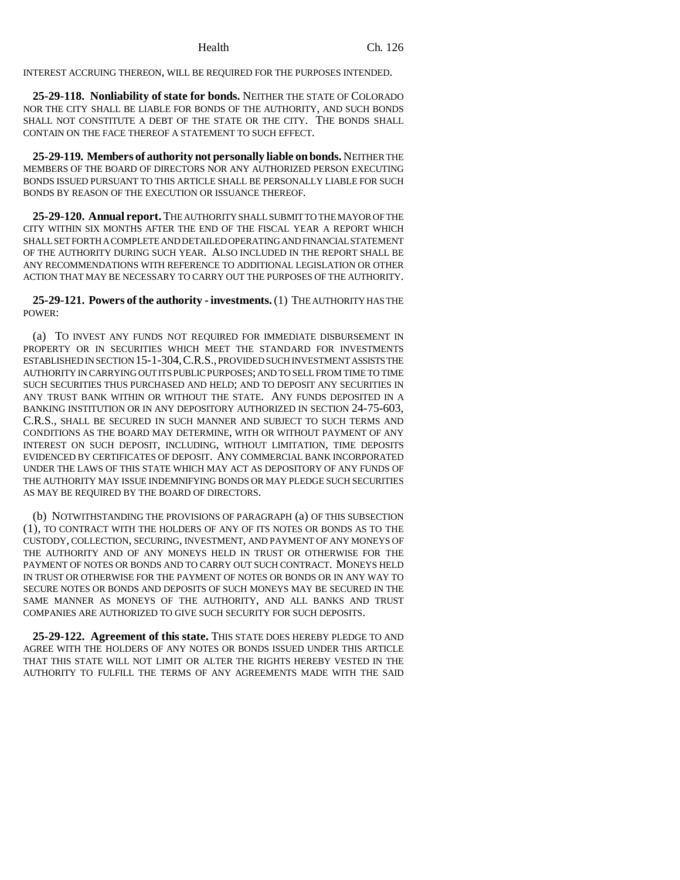INTEREST ACCRUING THEREON, WILL BE REQUIRED FOR THE PURPOSES INTENDED.

**25-29-118. Nonliability of state for bonds.** NEITHER THE STATE OF COLORADO NOR THE CITY SHALL BE LIABLE FOR BONDS OF THE AUTHORITY, AND SUCH BONDS SHALL NOT CONSTITUTE A DEBT OF THE STATE OR THE CITY. THE BONDS SHALL CONTAIN ON THE FACE THEREOF A STATEMENT TO SUCH EFFECT.

**25-29-119. Members of authority not personally liable on bonds.** NEITHER THE MEMBERS OF THE BOARD OF DIRECTORS NOR ANY AUTHORIZED PERSON EXECUTING BONDS ISSUED PURSUANT TO THIS ARTICLE SHALL BE PERSONALLY LIABLE FOR SUCH BONDS BY REASON OF THE EXECUTION OR ISSUANCE THEREOF.

**25-29-120. Annual report.** THE AUTHORITY SHALL SUBMIT TO THE MAYOR OF THE CITY WITHIN SIX MONTHS AFTER THE END OF THE FISCAL YEAR A REPORT WHICH SHALL SET FORTH A COMPLETE AND DETAILED OPERATING AND FINANCIAL STATEMENT OF THE AUTHORITY DURING SUCH YEAR. ALSO INCLUDED IN THE REPORT SHALL BE ANY RECOMMENDATIONS WITH REFERENCE TO ADDITIONAL LEGISLATION OR OTHER ACTION THAT MAY BE NECESSARY TO CARRY OUT THE PURPOSES OF THE AUTHORITY.

**25-29-121. Powers of the authority - investments.** (1) THE AUTHORITY HAS THE POWER:

(a) TO INVEST ANY FUNDS NOT REQUIRED FOR IMMEDIATE DISBURSEMENT IN PROPERTY OR IN SECURITIES WHICH MEET THE STANDARD FOR INVESTMENTS ESTABLISHED IN SECTION 15-1-304, C.R.S., PROVIDED SUCH INVESTMENT ASSISTS THE AUTHORITY IN CARRYING OUT ITS PUBLIC PURPOSES; AND TO SELL FROM TIME TO TIME SUCH SECURITIES THUS PURCHASED AND HELD; AND TO DEPOSIT ANY SECURITIES IN ANY TRUST BANK WITHIN OR WITHOUT THE STATE. ANY FUNDS DEPOSITED IN A BANKING INSTITUTION OR IN ANY DEPOSITORY AUTHORIZED IN SECTION 24-75-603, C.R.S., SHALL BE SECURED IN SUCH MANNER AND SUBJECT TO SUCH TERMS AND CONDITIONS AS THE BOARD MAY DETERMINE, WITH OR WITHOUT PAYMENT OF ANY INTEREST ON SUCH DEPOSIT, INCLUDING, WITHOUT LIMITATION, TIME DEPOSITS EVIDENCED BY CERTIFICATES OF DEPOSIT. ANY COMMERCIAL BANK INCORPORATED UNDER THE LAWS OF THIS STATE WHICH MAY ACT AS DEPOSITORY OF ANY FUNDS OF THE AUTHORITY MAY ISSUE INDEMNIFYING BONDS OR MAY PLEDGE SUCH SECURITIES AS MAY BE REQUIRED BY THE BOARD OF DIRECTORS.

(b) NOTWITHSTANDING THE PROVISIONS OF PARAGRAPH (a) OF THIS SUBSECTION (1), TO CONTRACT WITH THE HOLDERS OF ANY OF ITS NOTES OR BONDS AS TO THE CUSTODY, COLLECTION, SECURING, INVESTMENT, AND PAYMENT OF ANY MONEYS OF THE AUTHORITY AND OF ANY MONEYS HELD IN TRUST OR OTHERWISE FOR THE PAYMENT OF NOTES OR BONDS AND TO CARRY OUT SUCH CONTRACT. MONEYS HELD IN TRUST OR OTHERWISE FOR THE PAYMENT OF NOTES OR BONDS OR IN ANY WAY TO SECURE NOTES OR BONDS AND DEPOSITS OF SUCH MONEYS MAY BE SECURED IN THE SAME MANNER AS MONEYS OF THE AUTHORITY, AND ALL BANKS AND TRUST COMPANIES ARE AUTHORIZED TO GIVE SUCH SECURITY FOR SUCH DEPOSITS.

**25-29-122. Agreement of this state.** THIS STATE DOES HEREBY PLEDGE TO AND AGREE WITH THE HOLDERS OF ANY NOTES OR BONDS ISSUED UNDER THIS ARTICLE THAT THIS STATE WILL NOT LIMIT OR ALTER THE RIGHTS HEREBY VESTED IN THE AUTHORITY TO FULFILL THE TERMS OF ANY AGREEMENTS MADE WITH THE SAID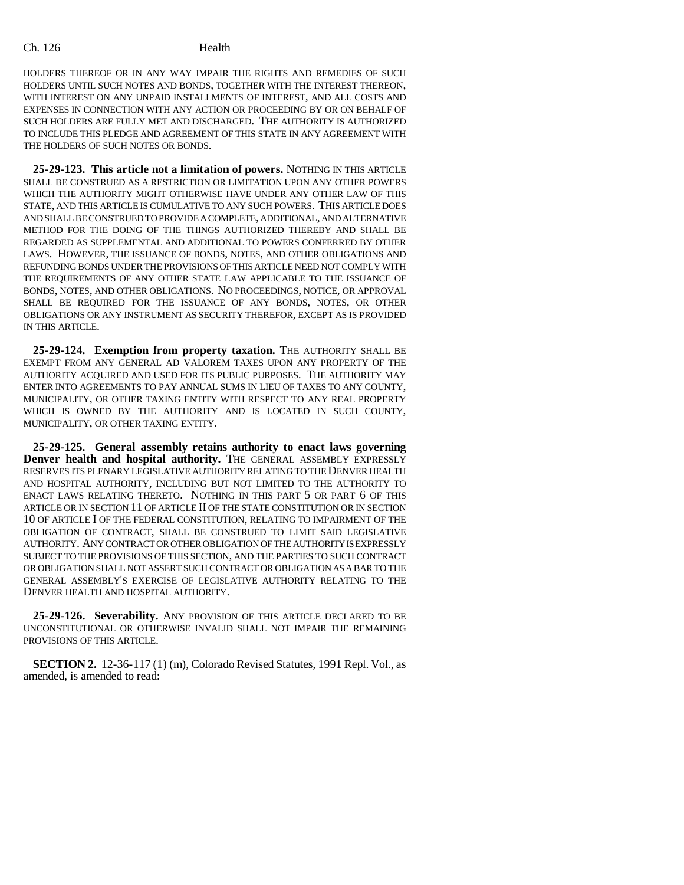HOLDERS THEREOF OR IN ANY WAY IMPAIR THE RIGHTS AND REMEDIES OF SUCH HOLDERS UNTIL SUCH NOTES AND BONDS, TOGETHER WITH THE INTEREST THEREON, WITH INTEREST ON ANY UNPAID INSTALLMENTS OF INTEREST, AND ALL COSTS AND EXPENSES IN CONNECTION WITH ANY ACTION OR PROCEEDING BY OR ON BEHALF OF SUCH HOLDERS ARE FULLY MET AND DISCHARGED. THE AUTHORITY IS AUTHORIZED TO INCLUDE THIS PLEDGE AND AGREEMENT OF THIS STATE IN ANY AGREEMENT WITH THE HOLDERS OF SUCH NOTES OR BONDS.

**25-29-123. This article not a limitation of powers.** NOTHING IN THIS ARTICLE SHALL BE CONSTRUED AS A RESTRICTION OR LIMITATION UPON ANY OTHER POWERS WHICH THE AUTHORITY MIGHT OTHERWISE HAVE UNDER ANY OTHER LAW OF THIS STATE, AND THIS ARTICLE IS CUMULATIVE TO ANY SUCH POWERS. THIS ARTICLE DOES AND SHALL BE CONSTRUED TO PROVIDE A COMPLETE, ADDITIONAL, AND ALTERNATIVE METHOD FOR THE DOING OF THE THINGS AUTHORIZED THEREBY AND SHALL BE REGARDED AS SUPPLEMENTAL AND ADDITIONAL TO POWERS CONFERRED BY OTHER LAWS. HOWEVER, THE ISSUANCE OF BONDS, NOTES, AND OTHER OBLIGATIONS AND REFUNDING BONDS UNDER THE PROVISIONS OF THIS ARTICLE NEED NOT COMPLY WITH THE REQUIREMENTS OF ANY OTHER STATE LAW APPLICABLE TO THE ISSUANCE OF BONDS, NOTES, AND OTHER OBLIGATIONS. NO PROCEEDINGS, NOTICE, OR APPROVAL SHALL BE REQUIRED FOR THE ISSUANCE OF ANY BONDS, NOTES, OR OTHER OBLIGATIONS OR ANY INSTRUMENT AS SECURITY THEREFOR, EXCEPT AS IS PROVIDED IN THIS ARTICLE.

**25-29-124. Exemption from property taxation.** THE AUTHORITY SHALL BE EXEMPT FROM ANY GENERAL AD VALOREM TAXES UPON ANY PROPERTY OF THE AUTHORITY ACQUIRED AND USED FOR ITS PUBLIC PURPOSES. THE AUTHORITY MAY ENTER INTO AGREEMENTS TO PAY ANNUAL SUMS IN LIEU OF TAXES TO ANY COUNTY, MUNICIPALITY, OR OTHER TAXING ENTITY WITH RESPECT TO ANY REAL PROPERTY WHICH IS OWNED BY THE AUTHORITY AND IS LOCATED IN SUCH COUNTY, MUNICIPALITY, OR OTHER TAXING ENTITY.

**25-29-125. General assembly retains authority to enact laws governing Denver health and hospital authority.** THE GENERAL ASSEMBLY EXPRESSLY RESERVES ITS PLENARY LEGISLATIVE AUTHORITY RELATING TO THE DENVER HEALTH AND HOSPITAL AUTHORITY, INCLUDING BUT NOT LIMITED TO THE AUTHORITY TO ENACT LAWS RELATING THERETO. NOTHING IN THIS PART 5 OR PART 6 OF THIS ARTICLE OR IN SECTION 11 OF ARTICLE II OF THE STATE CONSTITUTION OR IN SECTION 10 OF ARTICLE I OF THE FEDERAL CONSTITUTION, RELATING TO IMPAIRMENT OF THE OBLIGATION OF CONTRACT, SHALL BE CONSTRUED TO LIMIT SAID LEGISLATIVE AUTHORITY. ANY CONTRACT OR OTHER OBLIGATION OF THE AUTHORITY IS EXPRESSLY SUBJECT TO THE PROVISIONS OF THIS SECTION, AND THE PARTIES TO SUCH CONTRACT OR OBLIGATION SHALL NOT ASSERT SUCH CONTRACT OR OBLIGATION AS A BAR TO THE GENERAL ASSEMBLY'S EXERCISE OF LEGISLATIVE AUTHORITY RELATING TO THE DENVER HEALTH AND HOSPITAL AUTHORITY.

**25-29-126. Severability.** ANY PROVISION OF THIS ARTICLE DECLARED TO BE UNCONSTITUTIONAL OR OTHERWISE INVALID SHALL NOT IMPAIR THE REMAINING PROVISIONS OF THIS ARTICLE.

**SECTION 2.** 12-36-117 (1) (m), Colorado Revised Statutes, 1991 Repl. Vol., as amended, is amended to read: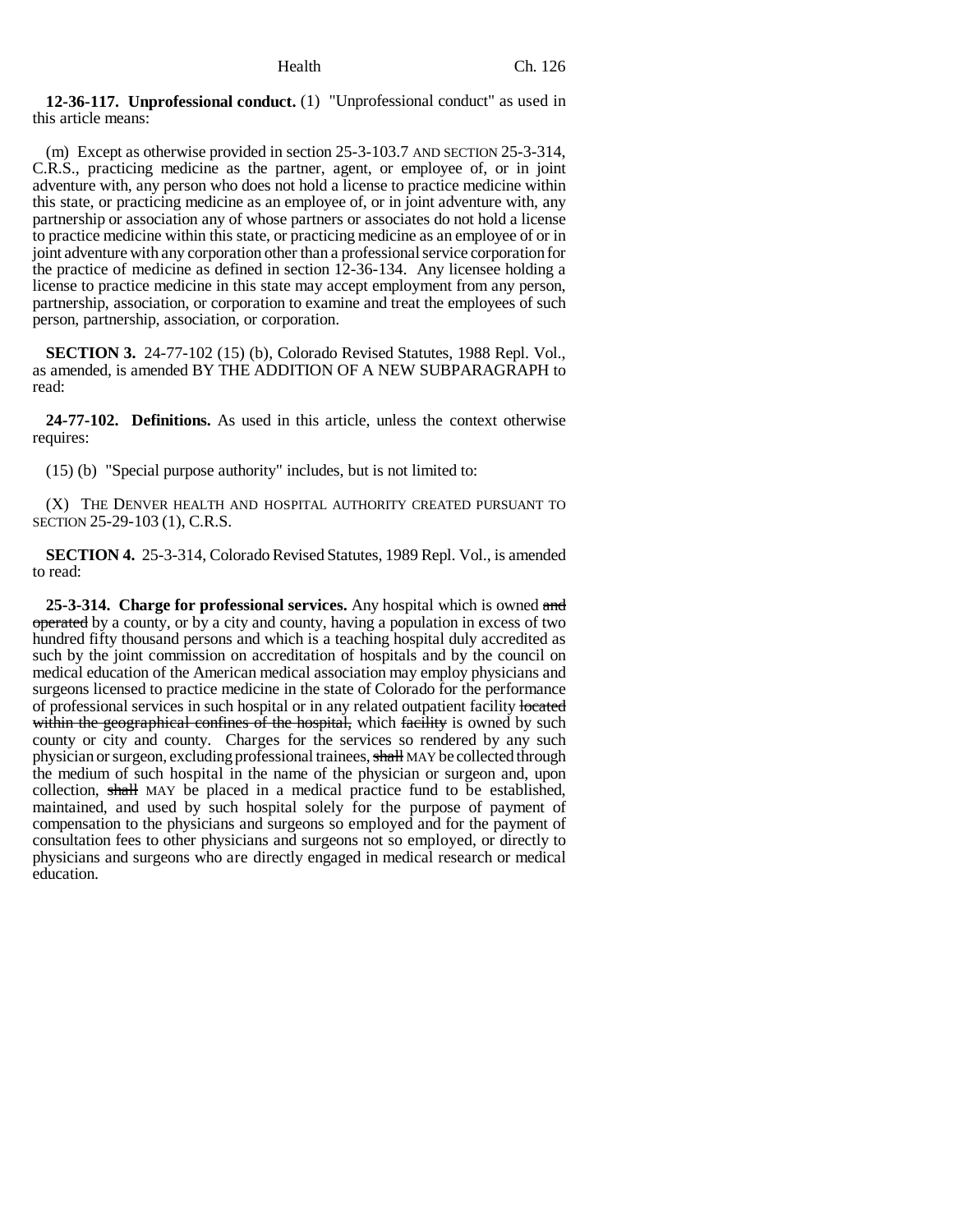**12-36-117. Unprofessional conduct.** (1) "Unprofessional conduct" as used in this article means:

(m) Except as otherwise provided in section 25-3-103.7 AND SECTION 25-3-314, C.R.S., practicing medicine as the partner, agent, or employee of, or in joint adventure with, any person who does not hold a license to practice medicine within this state, or practicing medicine as an employee of, or in joint adventure with, any partnership or association any of whose partners or associates do not hold a license to practice medicine within this state, or practicing medicine as an employee of or in joint adventure with any corporation other than a professional service corporation for the practice of medicine as defined in section 12-36-134. Any licensee holding a license to practice medicine in this state may accept employment from any person, partnership, association, or corporation to examine and treat the employees of such person, partnership, association, or corporation.

**SECTION 3.** 24-77-102 (15) (b), Colorado Revised Statutes, 1988 Repl. Vol., as amended, is amended BY THE ADDITION OF A NEW SUBPARAGRAPH to read:

**24-77-102. Definitions.** As used in this article, unless the context otherwise requires:

(15) (b) "Special purpose authority" includes, but is not limited to:

(X) THE DENVER HEALTH AND HOSPITAL AUTHORITY CREATED PURSUANT TO SECTION 25-29-103 (1), C.R.S.

**SECTION 4.** 25-3-314, Colorado Revised Statutes, 1989 Repl. Vol., is amended to read:

**25-3-314. Charge for professional services.** Any hospital which is owned ~~and operated~~ by a county, or by a city and county, having a population in excess of two hundred fifty thousand persons and which is a teaching hospital duly accredited as such by the joint commission on accreditation of hospitals and by the council on medical education of the American medical association may employ physicians and surgeons licensed to practice medicine in the state of Colorado for the performance of professional services in such hospital or in any related outpatient facility ~~located within the geographical confines of the hospital,~~ which ~~facility~~ is owned by such county or city and county. Charges for the services so rendered by any such physician or surgeon, excluding professional trainees, ~~shall~~ MAY be collected through the medium of such hospital in the name of the physician or surgeon and, upon collection, ~~shall~~ MAY be placed in a medical practice fund to be established, maintained, and used by such hospital solely for the purpose of payment of compensation to the physicians and surgeons so employed and for the payment of consultation fees to other physicians and surgeons not so employed, or directly to physicians and surgeons who are directly engaged in medical research or medical education.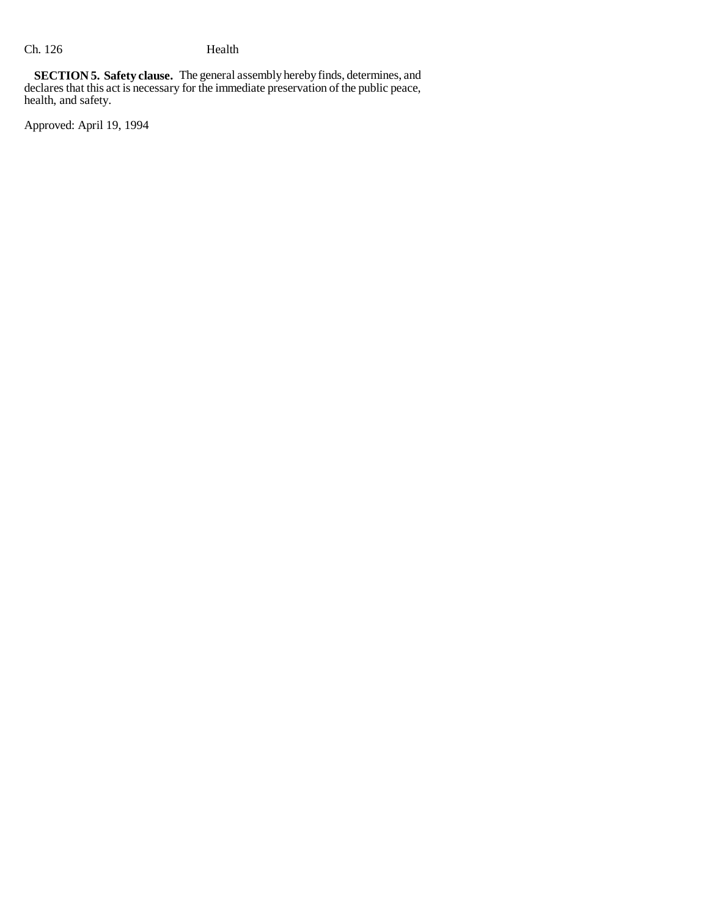**SECTION 5. Safety clause.** The general assembly hereby finds, determines, and declares that this act is necessary for the immediate preservation of the public peace, health, and safety.

Approved: April 19, 1994